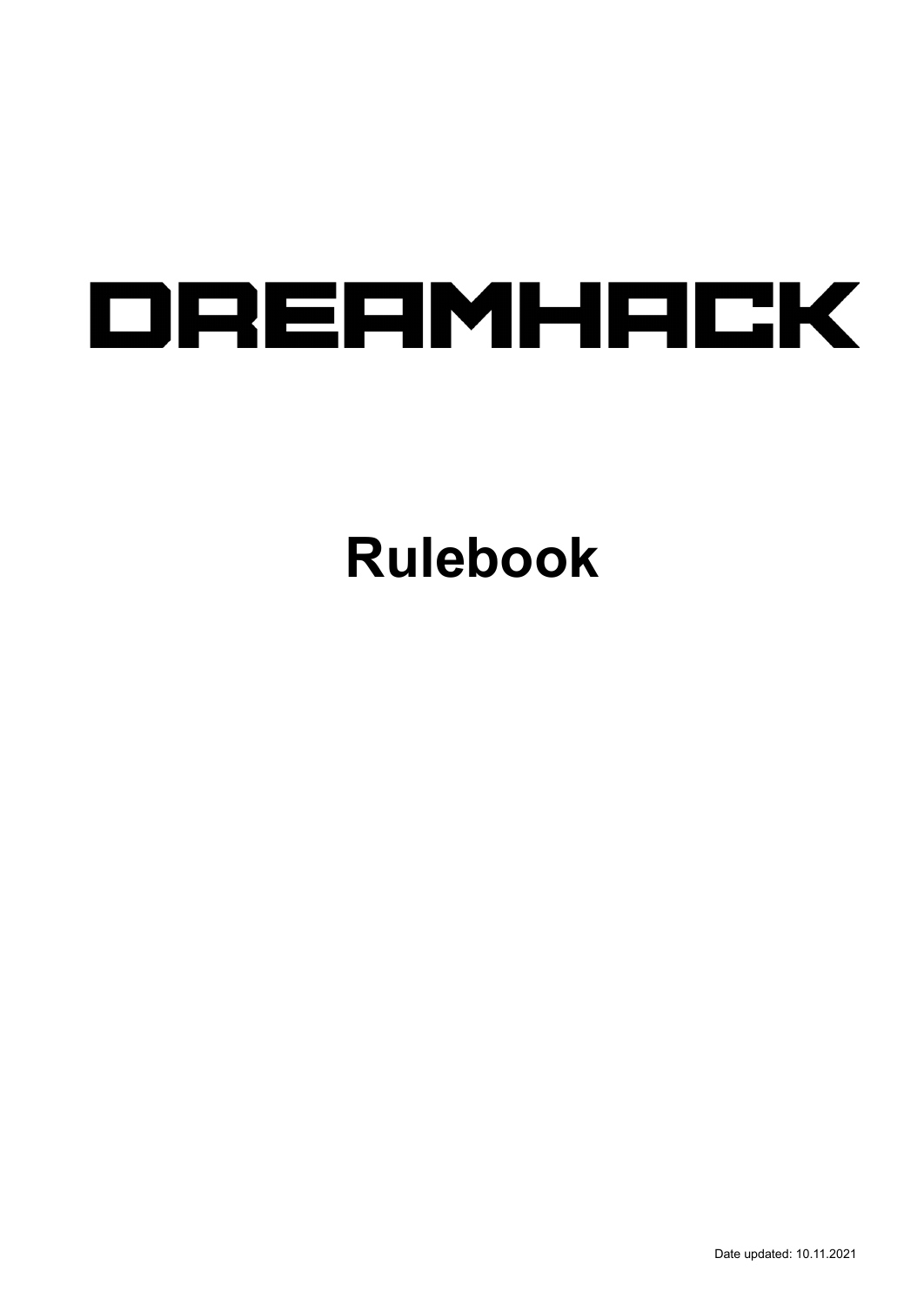# DREAMHACK

# Rulebook

Date updated: 10.11.2021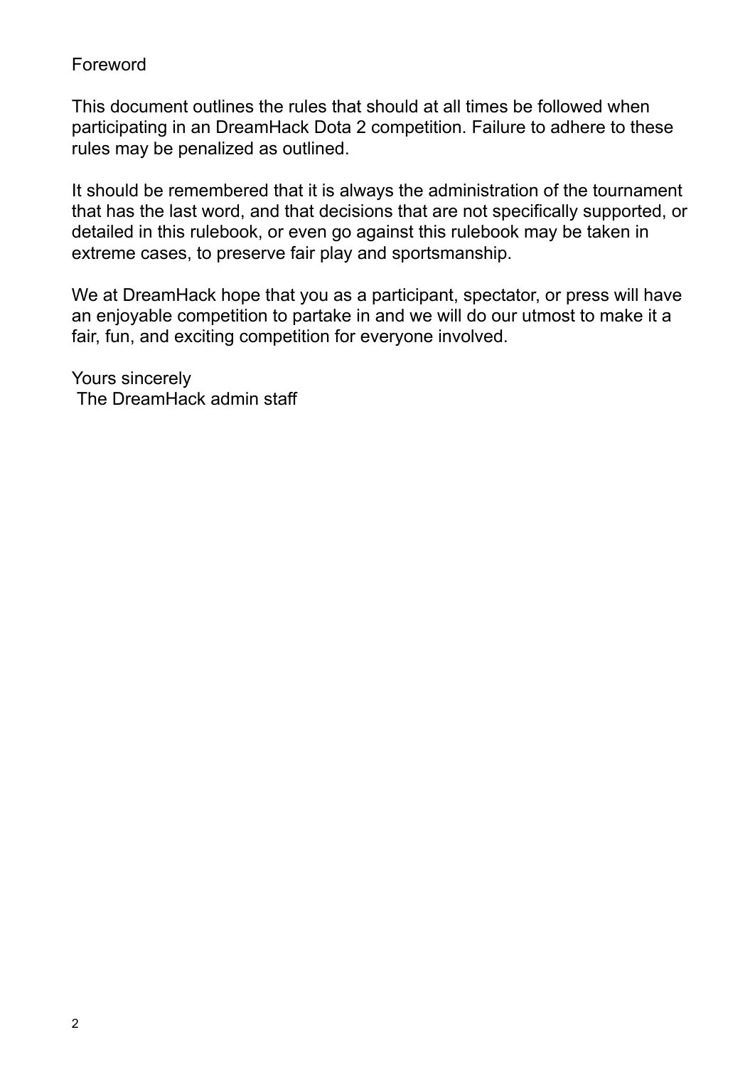# Foreword

This document outlines the rules that should at all times be followed when participating in an DreamHack Dota 2 competition. Failure to adhere to these rules may be penalized as outlined.

It should be remembered that it is always the administration of the tournament that has the last word, and that decisions that are not specifically supported, or detailed in this rulebook, or even go against this rulebook may be taken in extreme cases, to preserve fair play and sportsmanship.

We at DreamHack hope that you as a participant, spectator, or press will have an enjoyable competition to partake in and we will do our utmost to make it a fair, fun, and exciting competition for everyone involved.

Yours sincerely
The DreamHack admin staff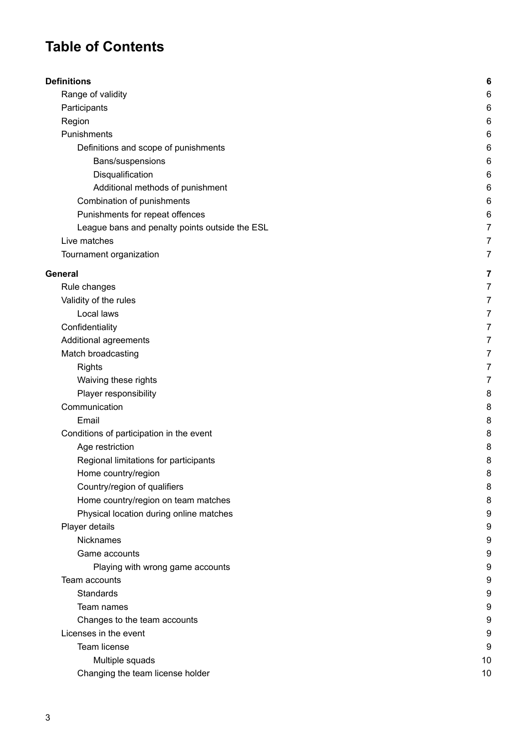# Table of Contents

- **Definitions** 6
  - Range of validity 6
  - Participants 6
  - Region 6
  - Punishments 6
    - Definitions and scope of punishments 6
      - Bans/suspensions 6
      - Disqualification 6
      - Additional methods of punishment 6
    - Combination of punishments 6
    - Punishments for repeat offences 6
    - League bans and penalty points outside the ESL 7
  - Live matches 7
  - Tournament organization 7
- **General** 7
  - Rule changes 7
  - Validity of the rules 7
    - Local laws 7
  - Confidentiality 7
  - Additional agreements 7
  - Match broadcasting 7
    - Rights 7
    - Waiving these rights 7
    - Player responsibility 8
  - Communication 8
    - Email 8
  - Conditions of participation in the event 8
    - Age restriction 8
    - Regional limitations for participants 8
    - Home country/region 8
    - Country/region of qualifiers 8
    - Home country/region on team matches 8
    - Physical location during online matches 9
  - Player details 9
    - Nicknames 9
    - Game accounts 9
      - Playing with wrong game accounts 9
  - Team accounts 9
    - Standards 9
    - Team names 9
    - Changes to the team accounts 9
  - Licenses in the event 9
    - Team license 9
      - Multiple squads 10
    - Changing the team license holder 10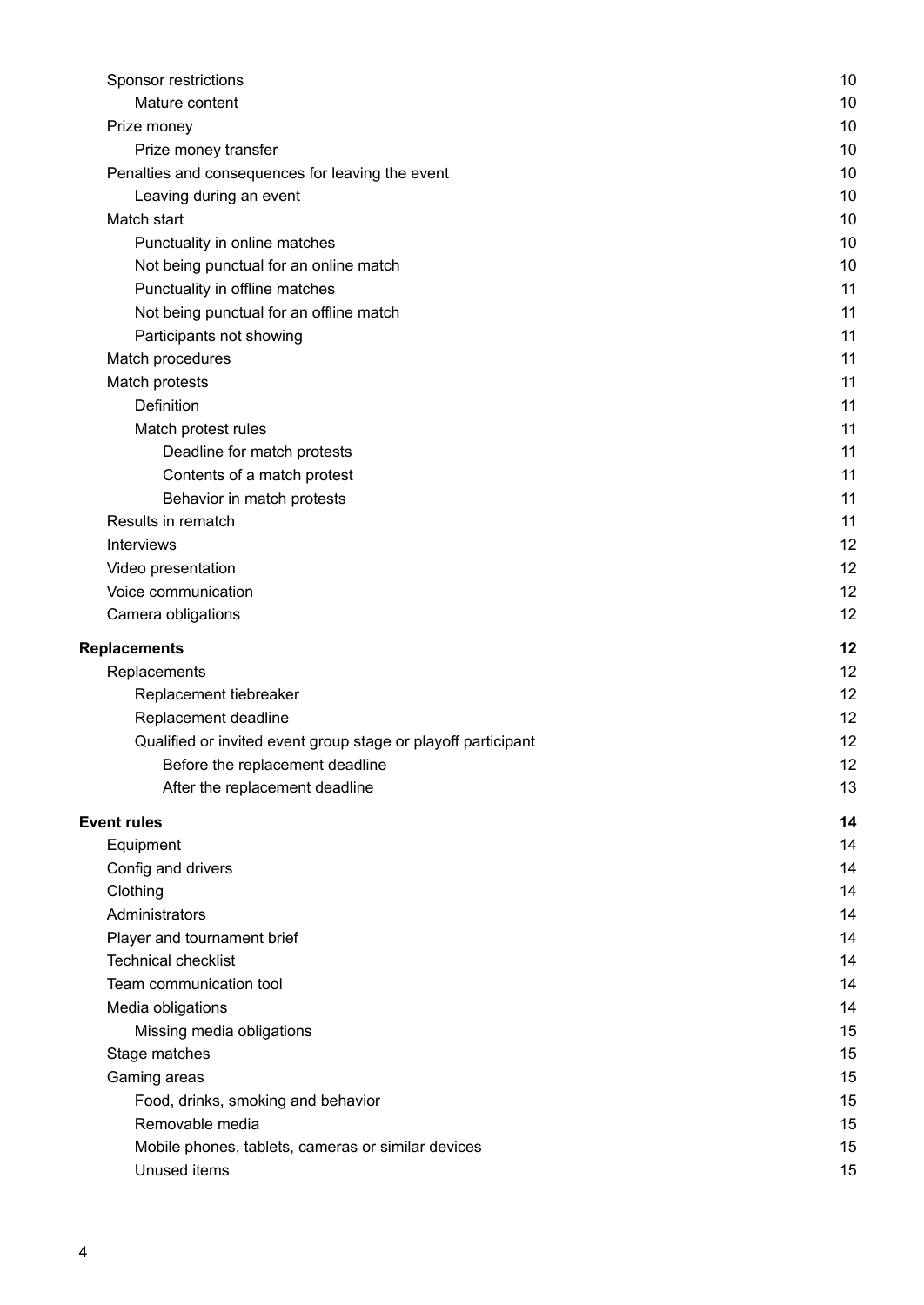- Sponsor restrictions 10
  - Mature content 10
- Prize money 10
  - Prize money transfer 10
- Penalties and consequences for leaving the event 10
  - Leaving during an event 10
- Match start 10
  - Punctuality in online matches 10
  - Not being punctual for an online match 10
  - Punctuality in offline matches 11
  - Not being punctual for an offline match 11
  - Participants not showing 11
- Match procedures 11
- Match protests 11
  - Definition 11
  - Match protest rules 11
    - Deadline for match protests 11
    - Contents of a match protest 11
    - Behavior in match protests 11
- Results in rematch 11
- Interviews 12
- Video presentation 12
- Voice communication 12
- Camera obligations 12

**Replacements 12**

- Replacements 12
  - Replacement tiebreaker 12
  - Replacement deadline 12
  - Qualified or invited event group stage or playoff participant 12
    - Before the replacement deadline 12
    - After the replacement deadline 13

**Event rules 14**

- Equipment 14
- Config and drivers 14
- Clothing 14
- Administrators 14
- Player and tournament brief 14
- Technical checklist 14
- Team communication tool 14
- Media obligations 14
  - Missing media obligations 15
- Stage matches 15
- Gaming areas 15
  - Food, drinks, smoking and behavior 15
  - Removable media 15
  - Mobile phones, tablets, cameras or similar devices 15
  - Unused items 15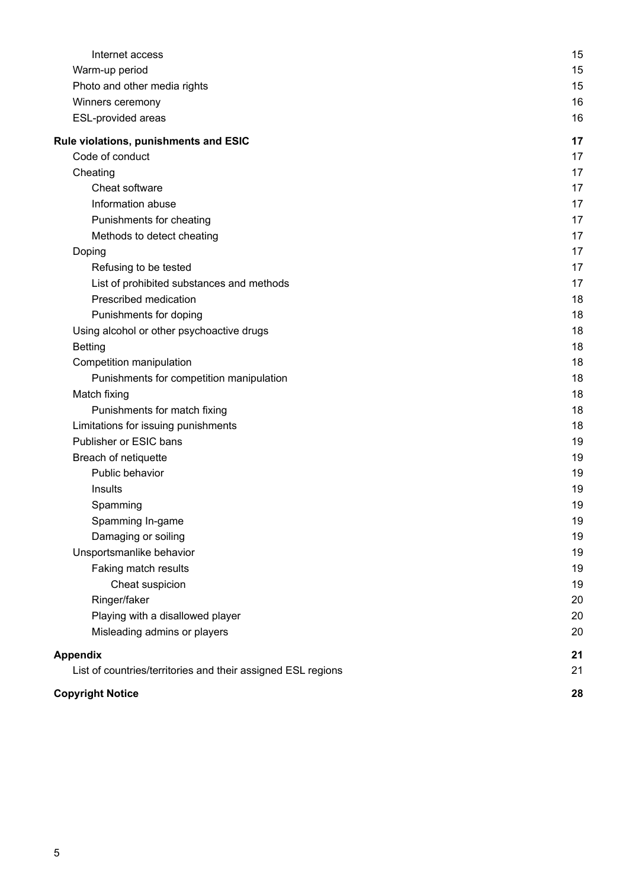- Internet access 15
- Warm-up period 15
- Photo and other media rights 15
- Winners ceremony 16
- ESL-provided areas 16

**Rule violations, punishments and ESIC 17**

- Code of conduct 17
- Cheating 17
  - Cheat software 17
  - Information abuse 17
  - Punishments for cheating 17
  - Methods to detect cheating 17
- Doping 17
  - Refusing to be tested 17
  - List of prohibited substances and methods 17
  - Prescribed medication 18
  - Punishments for doping 18
- Using alcohol or other psychoactive drugs 18
- Betting 18
- Competition manipulation 18
  - Punishments for competition manipulation 18
- Match fixing 18
  - Punishments for match fixing 18
- Limitations for issuing punishments 18
- Publisher or ESIC bans 19
- Breach of netiquette 19
  - Public behavior 19
  - Insults 19
  - Spamming 19
  - Spamming In-game 19
  - Damaging or soiling 19
- Unsportsmanlike behavior 19
  - Faking match results 19
    - Cheat suspicion 19
  - Ringer/faker 20
  - Playing with a disallowed player 20
  - Misleading admins or players 20

**Appendix 21**

- List of countries/territories and their assigned ESL regions 21

**Copyright Notice 28**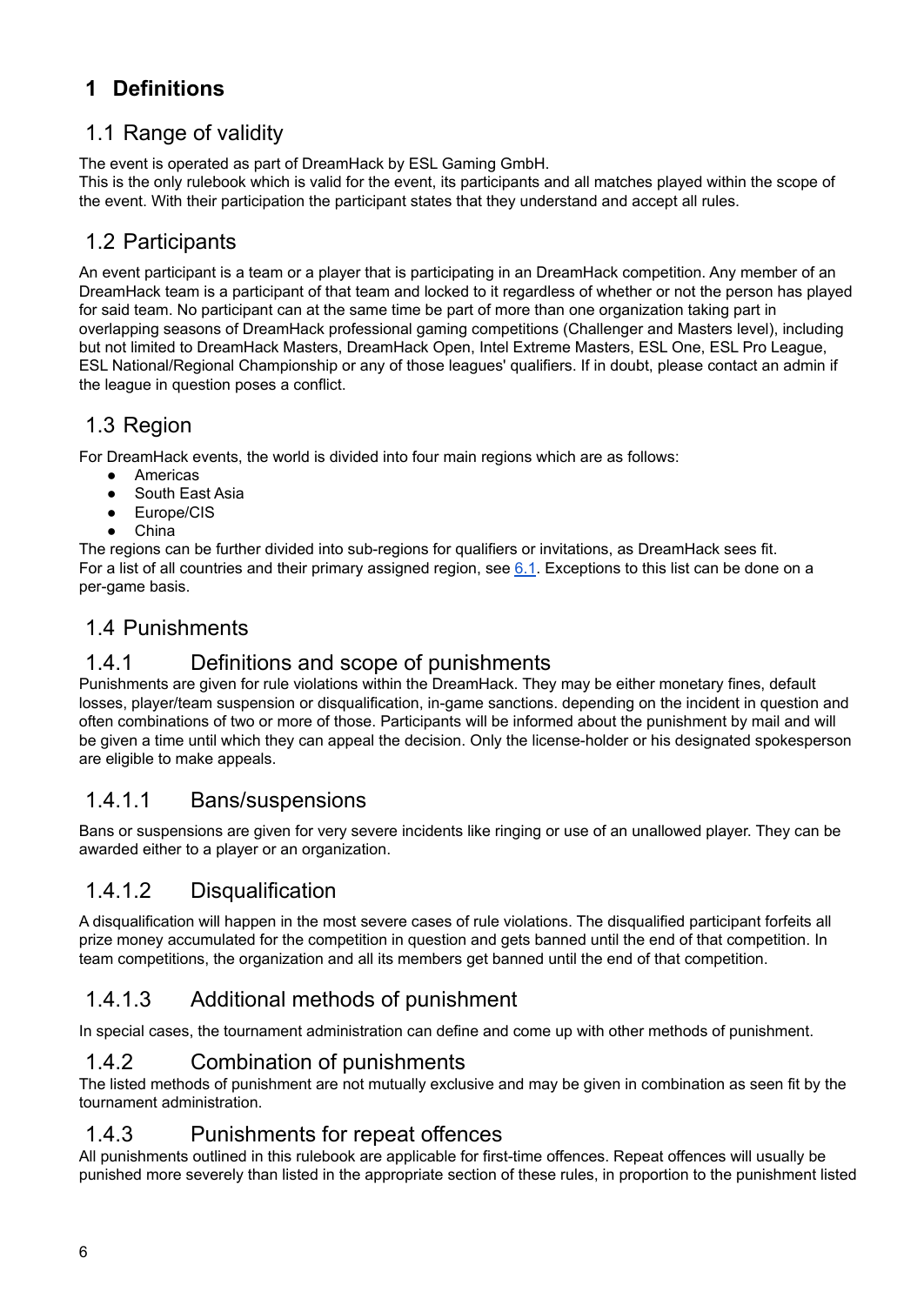# 1 Definitions

## 1.1 Range of validity

The event is operated as part of DreamHack by ESL Gaming GmbH.
This is the only rulebook which is valid for the event, its participants and all matches played within the scope of the event. With their participation the participant states that they understand and accept all rules.

## 1.2 Participants

An event participant is a team or a player that is participating in an DreamHack competition. Any member of an DreamHack team is a participant of that team and locked to it regardless of whether or not the person has played for said team. No participant can at the same time be part of more than one organization taking part in overlapping seasons of DreamHack professional gaming competitions (Challenger and Masters level), including but not limited to DreamHack Masters, DreamHack Open, Intel Extreme Masters, ESL One, ESL Pro League, ESL National/Regional Championship or any of those leagues' qualifiers. If in doubt, please contact an admin if the league in question poses a conflict.

## 1.3 Region

For DreamHack events, the world is divided into four main regions which are as follows:

- Americas
- South East Asia
- Europe/CIS
- China

The regions can be further divided into sub-regions for qualifiers or invitations, as DreamHack sees fit.
For a list of all countries and their primary assigned region, see 6.1. Exceptions to this list can be done on a per-game basis.

## 1.4 Punishments

### 1.4.1 Definitions and scope of punishments

Punishments are given for rule violations within the DreamHack. They may be either monetary fines, default losses, player/team suspension or disqualification, in-game sanctions. depending on the incident in question and often combinations of two or more of those. Participants will be informed about the punishment by mail and will be given a time until which they can appeal the decision. Only the license-holder or his designated spokesperson are eligible to make appeals.

#### 1.4.1.1 Bans/suspensions

Bans or suspensions are given for very severe incidents like ringing or use of an unallowed player. They can be awarded either to a player or an organization.

#### 1.4.1.2 Disqualification

A disqualification will happen in the most severe cases of rule violations. The disqualified participant forfeits all prize money accumulated for the competition in question and gets banned until the end of that competition. In team competitions, the organization and all its members get banned until the end of that competition.

#### 1.4.1.3 Additional methods of punishment

In special cases, the tournament administration can define and come up with other methods of punishment.

### 1.4.2 Combination of punishments

The listed methods of punishment are not mutually exclusive and may be given in combination as seen fit by the tournament administration.

### 1.4.3 Punishments for repeat offences

All punishments outlined in this rulebook are applicable for first-time offences. Repeat offences will usually be punished more severely than listed in the appropriate section of these rules, in proportion to the punishment listed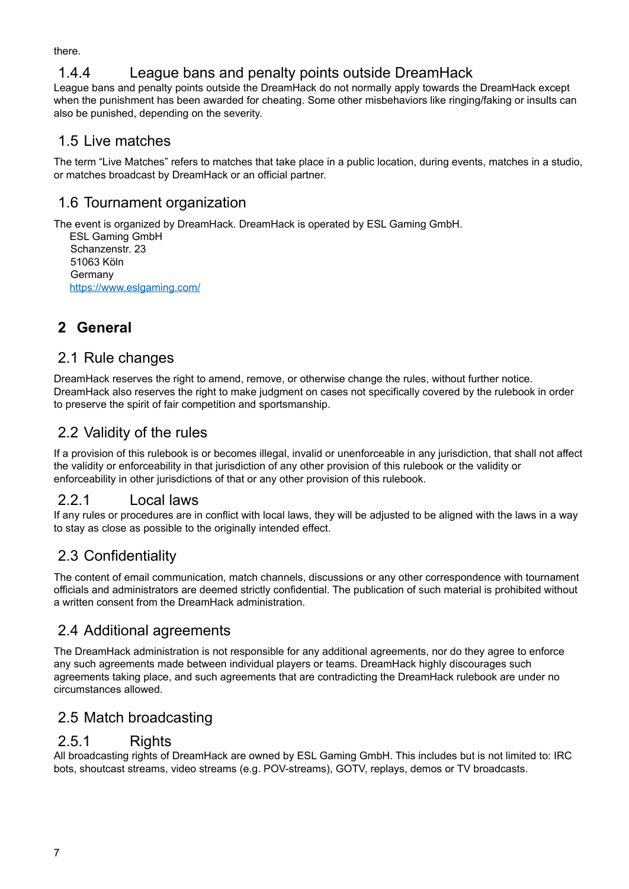there.

### 1.4.4 League bans and penalty points outside DreamHack

League bans and penalty points outside the DreamHack do not normally apply towards the DreamHack except when the punishment has been awarded for cheating. Some other misbehaviors like ringing/faking or insults can also be punished, depending on the severity.

## 1.5 Live matches

The term “Live Matches” refers to matches that take place in a public location, during events, matches in a studio, or matches broadcast by DreamHack or an official partner.

## 1.6 Tournament organization

The event is organized by DreamHack. DreamHack is operated by ESL Gaming GmbH.

ESL Gaming GmbH
Schanzenstr. 23
51063 Köln
Germany
https://www.eslgaming.com/

# 2 General

## 2.1 Rule changes

DreamHack reserves the right to amend, remove, or otherwise change the rules, without further notice. DreamHack also reserves the right to make judgment on cases not specifically covered by the rulebook in order to preserve the spirit of fair competition and sportsmanship.

## 2.2 Validity of the rules

If a provision of this rulebook is or becomes illegal, invalid or unenforceable in any jurisdiction, that shall not affect the validity or enforceability in that jurisdiction of any other provision of this rulebook or the validity or enforceability in other jurisdictions of that or any other provision of this rulebook.

### 2.2.1 Local laws

If any rules or procedures are in conflict with local laws, they will be adjusted to be aligned with the laws in a way to stay as close as possible to the originally intended effect.

## 2.3 Confidentiality

The content of email communication, match channels, discussions or any other correspondence with tournament officials and administrators are deemed strictly confidential. The publication of such material is prohibited without a written consent from the DreamHack administration.

## 2.4 Additional agreements

The DreamHack administration is not responsible for any additional agreements, nor do they agree to enforce any such agreements made between individual players or teams. DreamHack highly discourages such agreements taking place, and such agreements that are contradicting the DreamHack rulebook are under no circumstances allowed.

## 2.5 Match broadcasting

### 2.5.1 Rights

All broadcasting rights of DreamHack are owned by ESL Gaming GmbH. This includes but is not limited to: IRC bots, shoutcast streams, video streams (e.g. POV-streams), GOTV, replays, demos or TV broadcasts.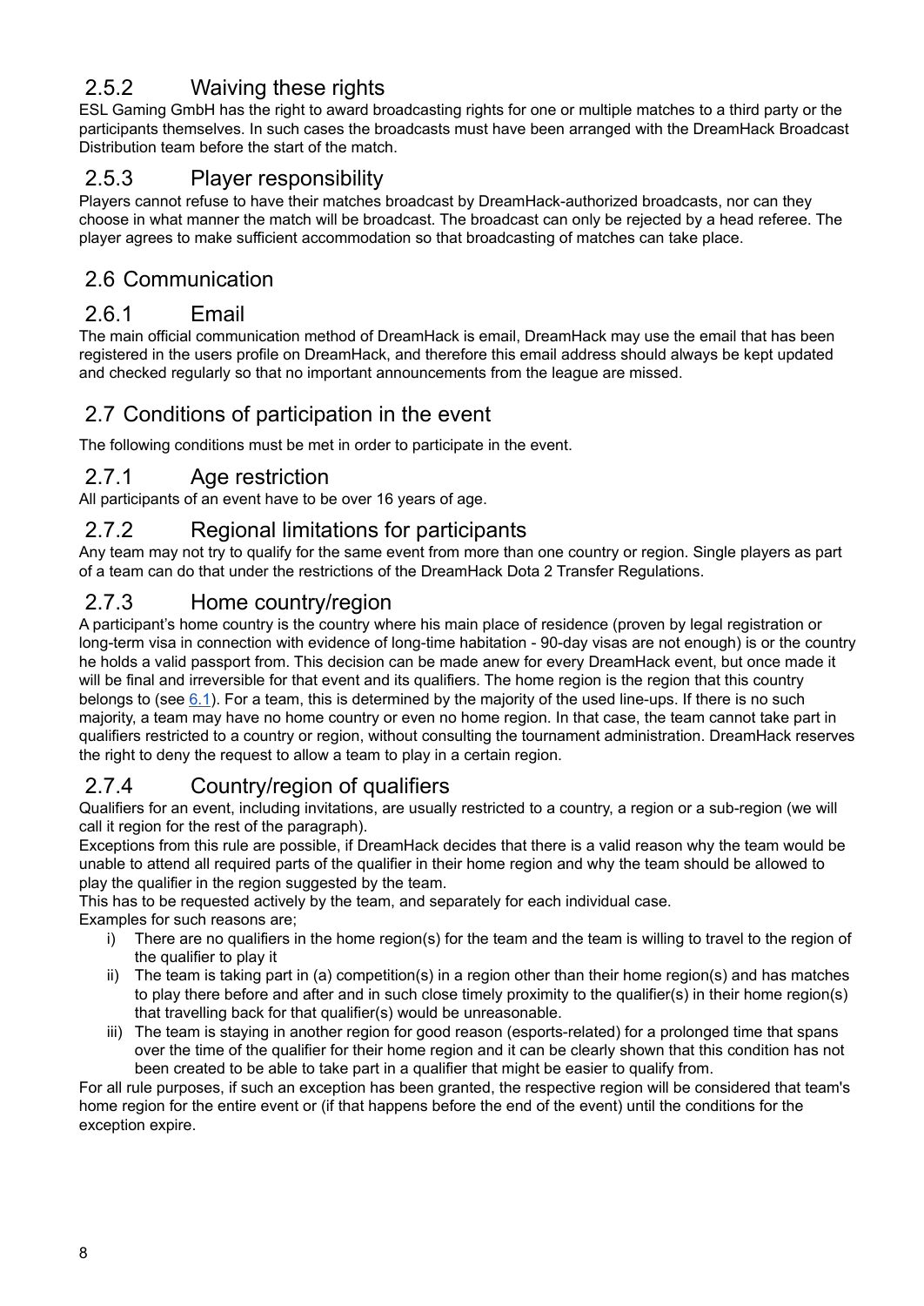### 2.5.2 Waiving these rights

ESL Gaming GmbH has the right to award broadcasting rights for one or multiple matches to a third party or the participants themselves. In such cases the broadcasts must have been arranged with the DreamHack Broadcast Distribution team before the start of the match.

### 2.5.3 Player responsibility

Players cannot refuse to have their matches broadcast by DreamHack-authorized broadcasts, nor can they choose in what manner the match will be broadcast. The broadcast can only be rejected by a head referee. The player agrees to make sufficient accommodation so that broadcasting of matches can take place.

## 2.6 Communication

### 2.6.1 Email

The main official communication method of DreamHack is email, DreamHack may use the email that has been registered in the users profile on DreamHack, and therefore this email address should always be kept updated and checked regularly so that no important announcements from the league are missed.

## 2.7 Conditions of participation in the event

The following conditions must be met in order to participate in the event.

### 2.7.1 Age restriction

All participants of an event have to be over 16 years of age.

### 2.7.2 Regional limitations for participants

Any team may not try to qualify for the same event from more than one country or region. Single players as part of a team can do that under the restrictions of the DreamHack Dota 2 Transfer Regulations.

### 2.7.3 Home country/region

A participant's home country is the country where his main place of residence (proven by legal registration or long-term visa in connection with evidence of long-time habitation - 90-day visas are not enough) is or the country he holds a valid passport from. This decision can be made anew for every DreamHack event, but once made it will be final and irreversible for that event and its qualifiers. The home region is the region that this country belongs to (see 6.1). For a team, this is determined by the majority of the used line-ups. If there is no such majority, a team may have no home country or even no home region. In that case, the team cannot take part in qualifiers restricted to a country or region, without consulting the tournament administration. DreamHack reserves the right to deny the request to allow a team to play in a certain region.

### 2.7.4 Country/region of qualifiers

Qualifiers for an event, including invitations, are usually restricted to a country, a region or a sub-region (we will call it region for the rest of the paragraph).

Exceptions from this rule are possible, if DreamHack decides that there is a valid reason why the team would be unable to attend all required parts of the qualifier in their home region and why the team should be allowed to play the qualifier in the region suggested by the team.

This has to be requested actively by the team, and separately for each individual case.

Examples for such reasons are;

i) There are no qualifiers in the home region(s) for the team and the team is willing to travel to the region of the qualifier to play it
ii) The team is taking part in (a) competition(s) in a region other than their home region(s) and has matches to play there before and after and in such close timely proximity to the qualifier(s) in their home region(s) that travelling back for that qualifier(s) would be unreasonable.
iii) The team is staying in another region for good reason (esports-related) for a prolonged time that spans over the time of the qualifier for their home region and it can be clearly shown that this condition has not been created to be able to take part in a qualifier that might be easier to qualify from.

For all rule purposes, if such an exception has been granted, the respective region will be considered that team's home region for the entire event or (if that happens before the end of the event) until the conditions for the exception expire.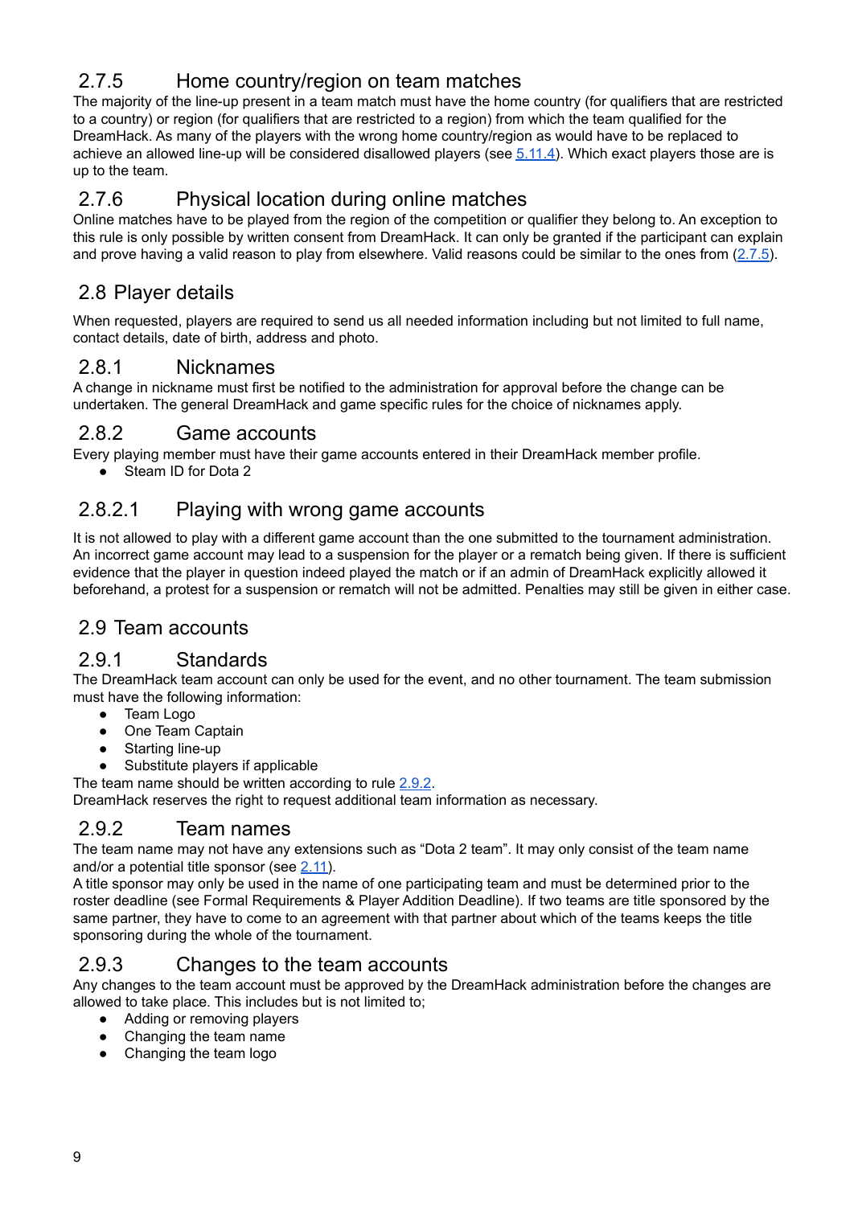### 2.7.5 Home country/region on team matches

The majority of the line-up present in a team match must have the home country (for qualifiers that are restricted to a country) or region (for qualifiers that are restricted to a region) from which the team qualified for the DreamHack. As many of the players with the wrong home country/region as would have to be replaced to achieve an allowed line-up will be considered disallowed players (see 5.11.4). Which exact players those are is up to the team.

### 2.7.6 Physical location during online matches

Online matches have to be played from the region of the competition or qualifier they belong to. An exception to this rule is only possible by written consent from DreamHack. It can only be granted if the participant can explain and prove having a valid reason to play from elsewhere. Valid reasons could be similar to the ones from (2.7.5).

## 2.8 Player details

When requested, players are required to send us all needed information including but not limited to full name, contact details, date of birth, address and photo.

### 2.8.1 Nicknames

A change in nickname must first be notified to the administration for approval before the change can be undertaken. The general DreamHack and game specific rules for the choice of nicknames apply.

### 2.8.2 Game accounts

Every playing member must have their game accounts entered in their DreamHack member profile.

- Steam ID for Dota 2

#### 2.8.2.1 Playing with wrong game accounts

It is not allowed to play with a different game account than the one submitted to the tournament administration. An incorrect game account may lead to a suspension for the player or a rematch being given. If there is sufficient evidence that the player in question indeed played the match or if an admin of DreamHack explicitly allowed it beforehand, a protest for a suspension or rematch will not be admitted. Penalties may still be given in either case.

## 2.9 Team accounts

### 2.9.1 Standards

The DreamHack team account can only be used for the event, and no other tournament. The team submission must have the following information:

- Team Logo
- One Team Captain
- Starting line-up
- Substitute players if applicable

The team name should be written according to rule 2.9.2.
DreamHack reserves the right to request additional team information as necessary.

### 2.9.2 Team names

The team name may not have any extensions such as "Dota 2 team". It may only consist of the team name and/or a potential title sponsor (see 2.11).
A title sponsor may only be used in the name of one participating team and must be determined prior to the roster deadline (see Formal Requirements & Player Addition Deadline). If two teams are title sponsored by the same partner, they have to come to an agreement with that partner about which of the teams keeps the title sponsoring during the whole of the tournament.

### 2.9.3 Changes to the team accounts

Any changes to the team account must be approved by the DreamHack administration before the changes are allowed to take place. This includes but is not limited to;

- Adding or removing players
- Changing the team name
- Changing the team logo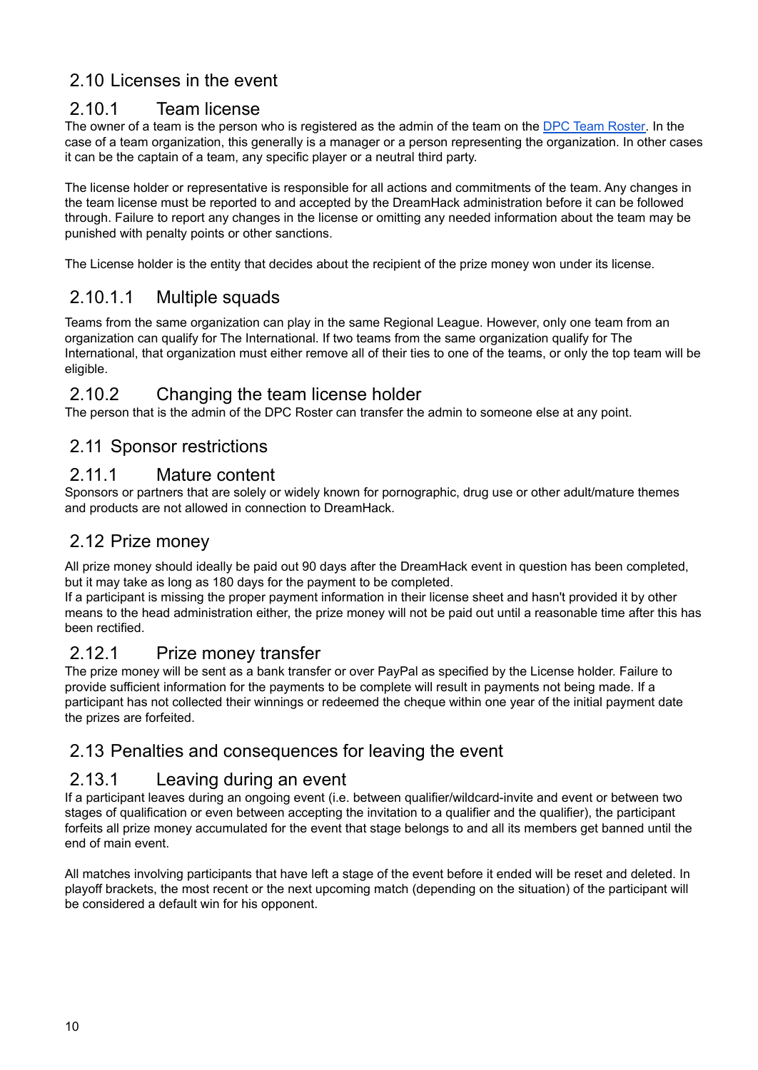## 2.10 Licenses in the event

### 2.10.1 Team license

The owner of a team is the person who is registered as the admin of the team on the DPC Team Roster. In the case of a team organization, this generally is a manager or a person representing the organization. In other cases it can be the captain of a team, any specific player or a neutral third party.

The license holder or representative is responsible for all actions and commitments of the team. Any changes in the team license must be reported to and accepted by the DreamHack administration before it can be followed through. Failure to report any changes in the license or omitting any needed information about the team may be punished with penalty points or other sanctions.

The License holder is the entity that decides about the recipient of the prize money won under its license.

#### 2.10.1.1 Multiple squads

Teams from the same organization can play in the same Regional League. However, only one team from an organization can qualify for The International. If two teams from the same organization qualify for The International, that organization must either remove all of their ties to one of the teams, or only the top team will be eligible.

### 2.10.2 Changing the team license holder

The person that is the admin of the DPC Roster can transfer the admin to someone else at any point.

## 2.11 Sponsor restrictions

### 2.11.1 Mature content

Sponsors or partners that are solely or widely known for pornographic, drug use or other adult/mature themes and products are not allowed in connection to DreamHack.

## 2.12 Prize money

All prize money should ideally be paid out 90 days after the DreamHack event in question has been completed, but it may take as long as 180 days for the payment to be completed.
If a participant is missing the proper payment information in their license sheet and hasn't provided it by other means to the head administration either, the prize money will not be paid out until a reasonable time after this has been rectified.

### 2.12.1 Prize money transfer

The prize money will be sent as a bank transfer or over PayPal as specified by the License holder. Failure to provide sufficient information for the payments to be complete will result in payments not being made. If a participant has not collected their winnings or redeemed the cheque within one year of the initial payment date the prizes are forfeited.

## 2.13 Penalties and consequences for leaving the event

### 2.13.1 Leaving during an event

If a participant leaves during an ongoing event (i.e. between qualifier/wildcard-invite and event or between two stages of qualification or even between accepting the invitation to a qualifier and the qualifier), the participant forfeits all prize money accumulated for the event that stage belongs to and all its members get banned until the end of main event.

All matches involving participants that have left a stage of the event before it ended will be reset and deleted. In playoff brackets, the most recent or the next upcoming match (depending on the situation) of the participant will be considered a default win for his opponent.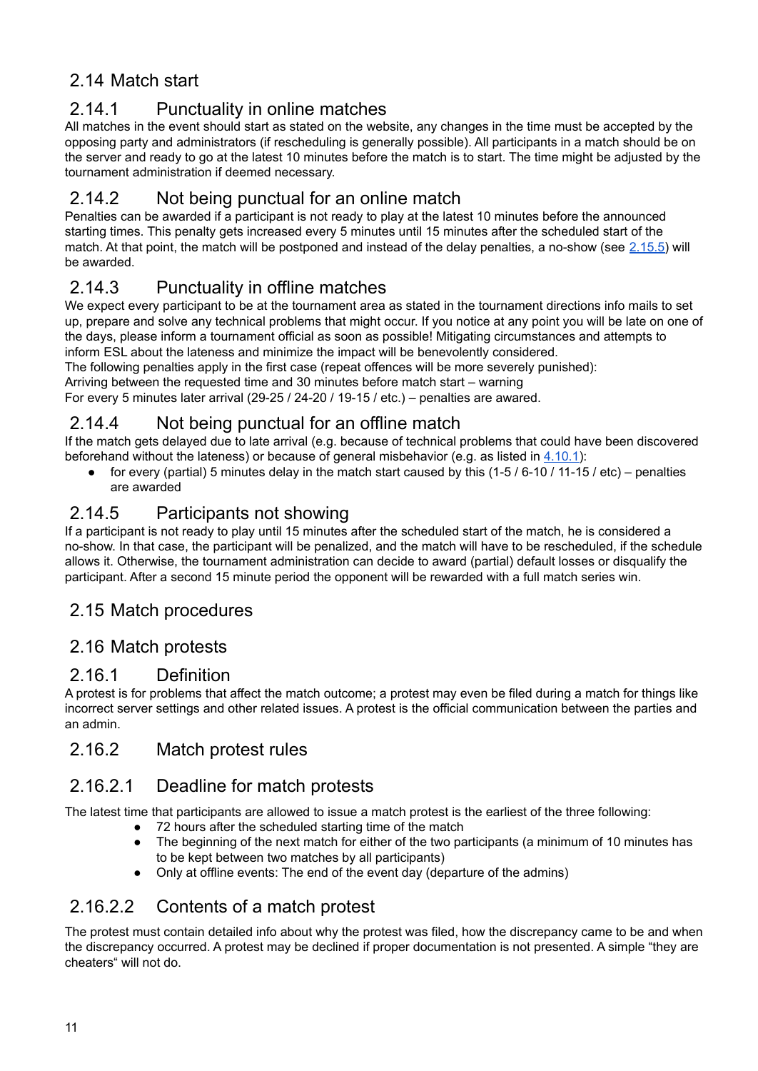## 2.14 Match start

### 2.14.1 Punctuality in online matches

All matches in the event should start as stated on the website, any changes in the time must be accepted by the opposing party and administrators (if rescheduling is generally possible). All participants in a match should be on the server and ready to go at the latest 10 minutes before the match is to start. The time might be adjusted by the tournament administration if deemed necessary.

### 2.14.2 Not being punctual for an online match

Penalties can be awarded if a participant is not ready to play at the latest 10 minutes before the announced starting times. This penalty gets increased every 5 minutes until 15 minutes after the scheduled start of the match. At that point, the match will be postponed and instead of the delay penalties, a no-show (see 2.15.5) will be awarded.

### 2.14.3 Punctuality in offline matches

We expect every participant to be at the tournament area as stated in the tournament directions info mails to set up, prepare and solve any technical problems that might occur. If you notice at any point you will be late on one of the days, please inform a tournament official as soon as possible! Mitigating circumstances and attempts to inform ESL about the lateness and minimize the impact will be benevolently considered.
The following penalties apply in the first case (repeat offences will be more severely punished):
Arriving between the requested time and 30 minutes before match start – warning
For every 5 minutes later arrival (29-25 / 24-20 / 19-15 / etc.) – penalties are awared.

### 2.14.4 Not being punctual for an offline match

If the match gets delayed due to late arrival (e.g. because of technical problems that could have been discovered beforehand without the lateness) or because of general misbehavior (e.g. as listed in 4.10.1):

- for every (partial) 5 minutes delay in the match start caused by this (1-5 / 6-10 / 11-15 / etc) – penalties are awarded

### 2.14.5 Participants not showing

If a participant is not ready to play until 15 minutes after the scheduled start of the match, he is considered a no-show. In that case, the participant will be penalized, and the match will have to be rescheduled, if the schedule allows it. Otherwise, the tournament administration can decide to award (partial) default losses or disqualify the participant. After a second 15 minute period the opponent will be rewarded with a full match series win.

## 2.15 Match procedures

## 2.16 Match protests

### 2.16.1 Definition

A protest is for problems that affect the match outcome; a protest may even be filed during a match for things like incorrect server settings and other related issues. A protest is the official communication between the parties and an admin.

### 2.16.2 Match protest rules

#### 2.16.2.1 Deadline for match protests

The latest time that participants are allowed to issue a match protest is the earliest of the three following:

- 72 hours after the scheduled starting time of the match
- The beginning of the next match for either of the two participants (a minimum of 10 minutes has to be kept between two matches by all participants)
- Only at offline events: The end of the event day (departure of the admins)

#### 2.16.2.2 Contents of a match protest

The protest must contain detailed info about why the protest was filed, how the discrepancy came to be and when the discrepancy occurred. A protest may be declined if proper documentation is not presented. A simple “they are cheaters“ will not do.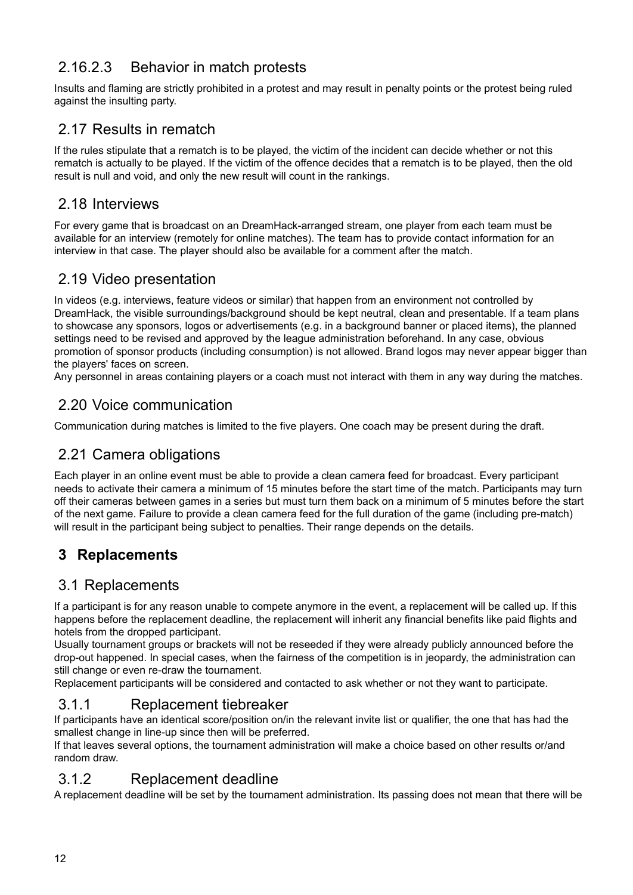#### 2.16.2.3 Behavior in match protests

Insults and flaming are strictly prohibited in a protest and may result in penalty points or the protest being ruled against the insulting party.

### 2.17 Results in rematch

If the rules stipulate that a rematch is to be played, the victim of the incident can decide whether or not this rematch is actually to be played. If the victim of the offence decides that a rematch is to be played, then the old result is null and void, and only the new result will count in the rankings.

### 2.18 Interviews

For every game that is broadcast on an DreamHack-arranged stream, one player from each team must be available for an interview (remotely for online matches). The team has to provide contact information for an interview in that case. The player should also be available for a comment after the match.

### 2.19 Video presentation

In videos (e.g. interviews, feature videos or similar) that happen from an environment not controlled by DreamHack, the visible surroundings/background should be kept neutral, clean and presentable. If a team plans to showcase any sponsors, logos or advertisements (e.g. in a background banner or placed items), the planned settings need to be revised and approved by the league administration beforehand. In any case, obvious promotion of sponsor products (including consumption) is not allowed. Brand logos may never appear bigger than the players' faces on screen.
Any personnel in areas containing players or a coach must not interact with them in any way during the matches.

### 2.20 Voice communication

Communication during matches is limited to the five players. One coach may be present during the draft.

### 2.21 Camera obligations

Each player in an online event must be able to provide a clean camera feed for broadcast. Every participant needs to activate their camera a minimum of 15 minutes before the start time of the match. Participants may turn off their cameras between games in a series but must turn them back on a minimum of 5 minutes before the start of the next game. Failure to provide a clean camera feed for the full duration of the game (including pre-match) will result in the participant being subject to penalties. Their range depends on the details.

## 3 Replacements

### 3.1 Replacements

If a participant is for any reason unable to compete anymore in the event, a replacement will be called up. If this happens before the replacement deadline, the replacement will inherit any financial benefits like paid flights and hotels from the dropped participant.
Usually tournament groups or brackets will not be reseeded if they were already publicly announced before the drop-out happened. In special cases, when the fairness of the competition is in jeopardy, the administration can still change or even re-draw the tournament.
Replacement participants will be considered and contacted to ask whether or not they want to participate.

#### 3.1.1 Replacement tiebreaker

If participants have an identical score/position on/in the relevant invite list or qualifier, the one that has had the smallest change in line-up since then will be preferred.
If that leaves several options, the tournament administration will make a choice based on other results or/and random draw.

#### 3.1.2 Replacement deadline

A replacement deadline will be set by the tournament administration. Its passing does not mean that there will be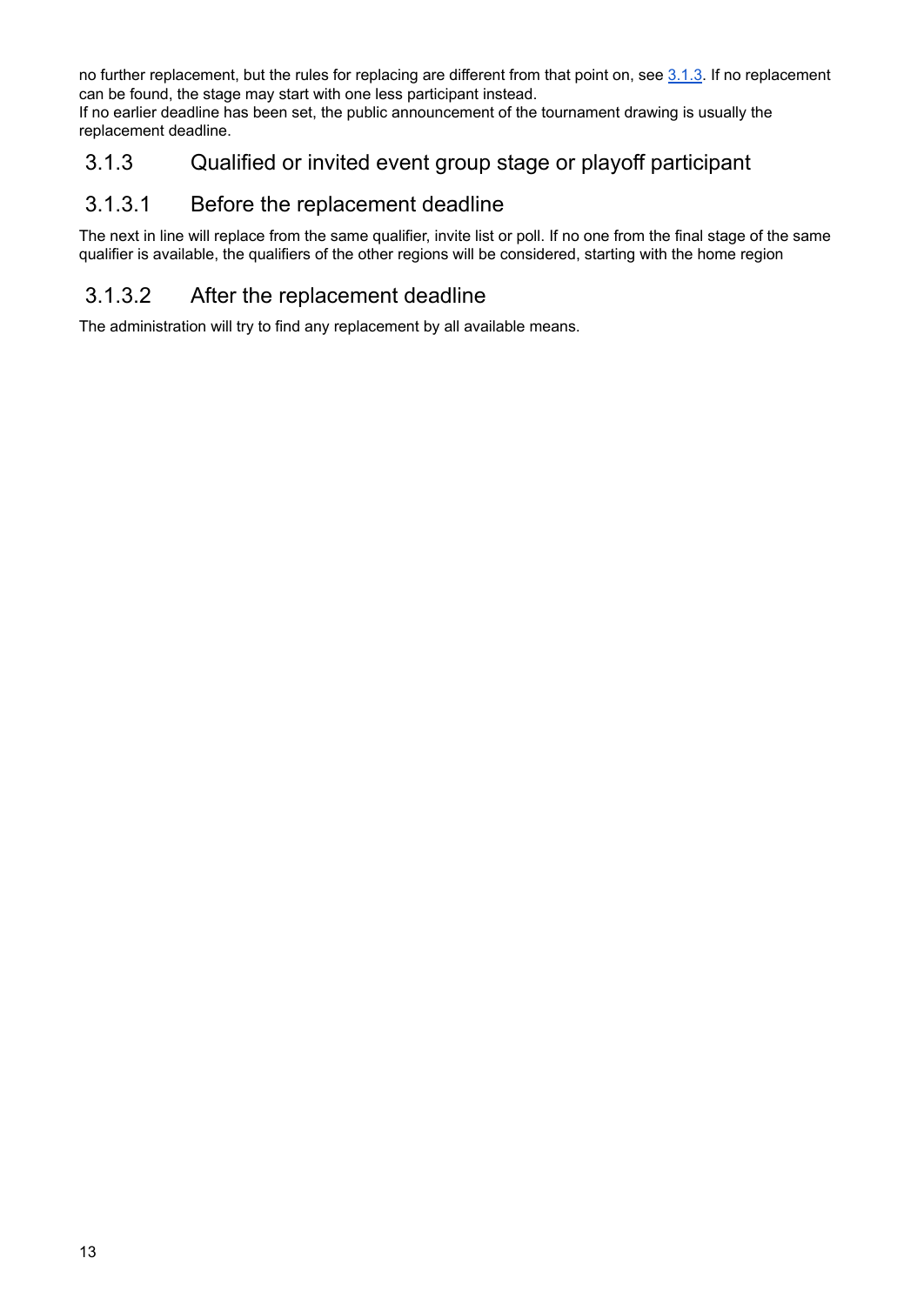no further replacement, but the rules for replacing are different from that point on, see [3.1.3](#313-qualified-or-invited-event-group-stage-or-playoff-participant). If no replacement can be found, the stage may start with one less participant instead.
If no earlier deadline has been set, the public announcement of the tournament drawing is usually the replacement deadline.

### 3.1.3 Qualified or invited event group stage or playoff participant

#### 3.1.3.1 Before the replacement deadline

The next in line will replace from the same qualifier, invite list or poll. If no one from the final stage of the same qualifier is available, the qualifiers of the other regions will be considered, starting with the home region

#### 3.1.3.2 After the replacement deadline

The administration will try to find any replacement by all available means.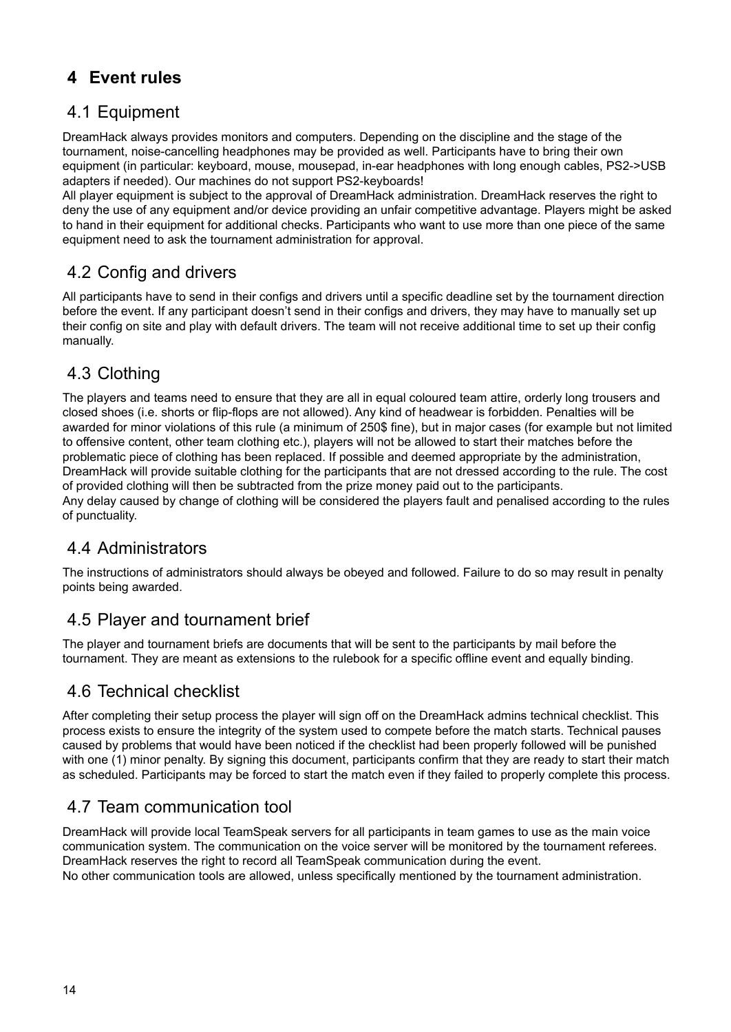# 4 Event rules

## 4.1 Equipment

DreamHack always provides monitors and computers. Depending on the discipline and the stage of the tournament, noise-cancelling headphones may be provided as well. Participants have to bring their own equipment (in particular: keyboard, mouse, mousepad, in-ear headphones with long enough cables, PS2->USB adapters if needed). Our machines do not support PS2-keyboards!

All player equipment is subject to the approval of DreamHack administration. DreamHack reserves the right to deny the use of any equipment and/or device providing an unfair competitive advantage. Players might be asked to hand in their equipment for additional checks. Participants who want to use more than one piece of the same equipment need to ask the tournament administration for approval.

## 4.2 Config and drivers

All participants have to send in their configs and drivers until a specific deadline set by the tournament direction before the event. If any participant doesn't send in their configs and drivers, they may have to manually set up their config on site and play with default drivers. The team will not receive additional time to set up their config manually.

## 4.3 Clothing

The players and teams need to ensure that they are all in equal coloured team attire, orderly long trousers and closed shoes (i.e. shorts or flip-flops are not allowed). Any kind of headwear is forbidden. Penalties will be awarded for minor violations of this rule (a minimum of 250$ fine), but in major cases (for example but not limited to offensive content, other team clothing etc.), players will not be allowed to start their matches before the problematic piece of clothing has been replaced. If possible and deemed appropriate by the administration, DreamHack will provide suitable clothing for the participants that are not dressed according to the rule. The cost of provided clothing will then be subtracted from the prize money paid out to the participants.

Any delay caused by change of clothing will be considered the players fault and penalised according to the rules of punctuality.

## 4.4 Administrators

The instructions of administrators should always be obeyed and followed. Failure to do so may result in penalty points being awarded.

## 4.5 Player and tournament brief

The player and tournament briefs are documents that will be sent to the participants by mail before the tournament. They are meant as extensions to the rulebook for a specific offline event and equally binding.

## 4.6 Technical checklist

After completing their setup process the player will sign off on the DreamHack admins technical checklist. This process exists to ensure the integrity of the system used to compete before the match starts. Technical pauses caused by problems that would have been noticed if the checklist had been properly followed will be punished with one (1) minor penalty. By signing this document, participants confirm that they are ready to start their match as scheduled. Participants may be forced to start the match even if they failed to properly complete this process.

## 4.7 Team communication tool

DreamHack will provide local TeamSpeak servers for all participants in team games to use as the main voice communication system. The communication on the voice server will be monitored by the tournament referees. DreamHack reserves the right to record all TeamSpeak communication during the event.

No other communication tools are allowed, unless specifically mentioned by the tournament administration.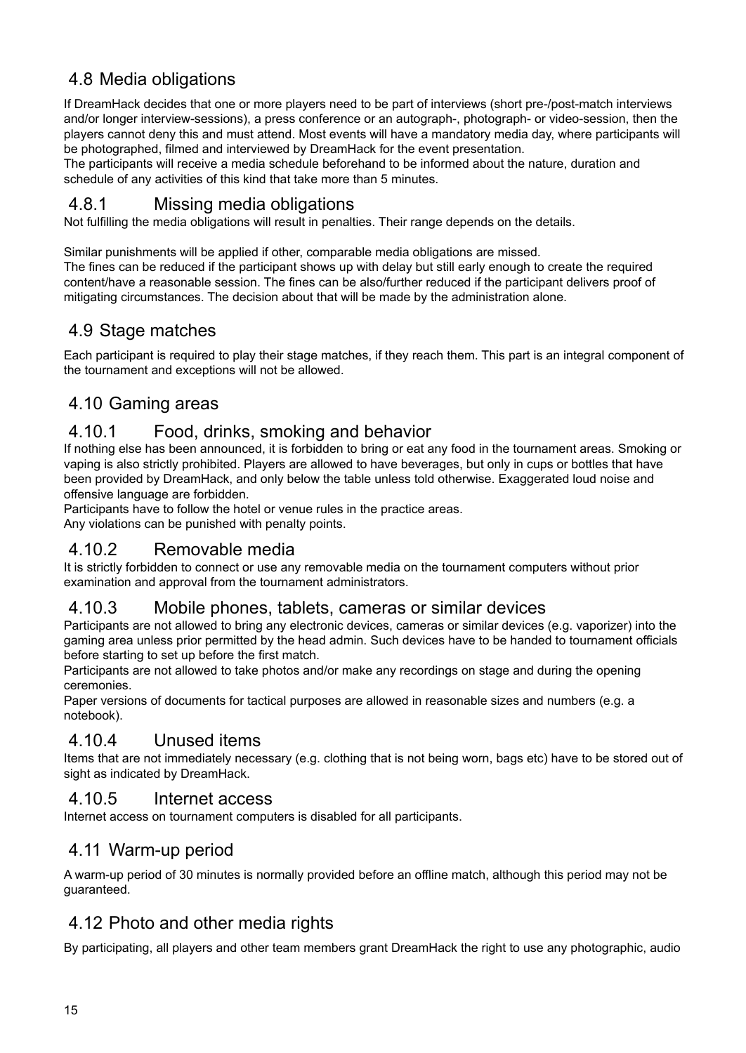## 4.8 Media obligations

If DreamHack decides that one or more players need to be part of interviews (short pre-/post-match interviews and/or longer interview-sessions), a press conference or an autograph-, photograph- or video-session, then the players cannot deny this and must attend. Most events will have a mandatory media day, where participants will be photographed, filmed and interviewed by DreamHack for the event presentation.
The participants will receive a media schedule beforehand to be informed about the nature, duration and schedule of any activities of this kind that take more than 5 minutes.

### 4.8.1 Missing media obligations

Not fulfilling the media obligations will result in penalties. Their range depends on the details.

Similar punishments will be applied if other, comparable media obligations are missed.
The fines can be reduced if the participant shows up with delay but still early enough to create the required content/have a reasonable session. The fines can be also/further reduced if the participant delivers proof of mitigating circumstances. The decision about that will be made by the administration alone.

## 4.9 Stage matches

Each participant is required to play their stage matches, if they reach them. This part is an integral component of the tournament and exceptions will not be allowed.

## 4.10 Gaming areas

### 4.10.1 Food, drinks, smoking and behavior

If nothing else has been announced, it is forbidden to bring or eat any food in the tournament areas. Smoking or vaping is also strictly prohibited. Players are allowed to have beverages, but only in cups or bottles that have been provided by DreamHack, and only below the table unless told otherwise. Exaggerated loud noise and offensive language are forbidden.
Participants have to follow the hotel or venue rules in the practice areas.
Any violations can be punished with penalty points.

### 4.10.2 Removable media

It is strictly forbidden to connect or use any removable media on the tournament computers without prior examination and approval from the tournament administrators.

### 4.10.3 Mobile phones, tablets, cameras or similar devices

Participants are not allowed to bring any electronic devices, cameras or similar devices (e.g. vaporizer) into the gaming area unless prior permitted by the head admin. Such devices have to be handed to tournament officials before starting to set up before the first match.
Participants are not allowed to take photos and/or make any recordings on stage and during the opening ceremonies.
Paper versions of documents for tactical purposes are allowed in reasonable sizes and numbers (e.g. a notebook).

### 4.10.4 Unused items

Items that are not immediately necessary (e.g. clothing that is not being worn, bags etc) have to be stored out of sight as indicated by DreamHack.

### 4.10.5 Internet access

Internet access on tournament computers is disabled for all participants.

## 4.11 Warm-up period

A warm-up period of 30 minutes is normally provided before an offline match, although this period may not be guaranteed.

## 4.12 Photo and other media rights

By participating, all players and other team members grant DreamHack the right to use any photographic, audio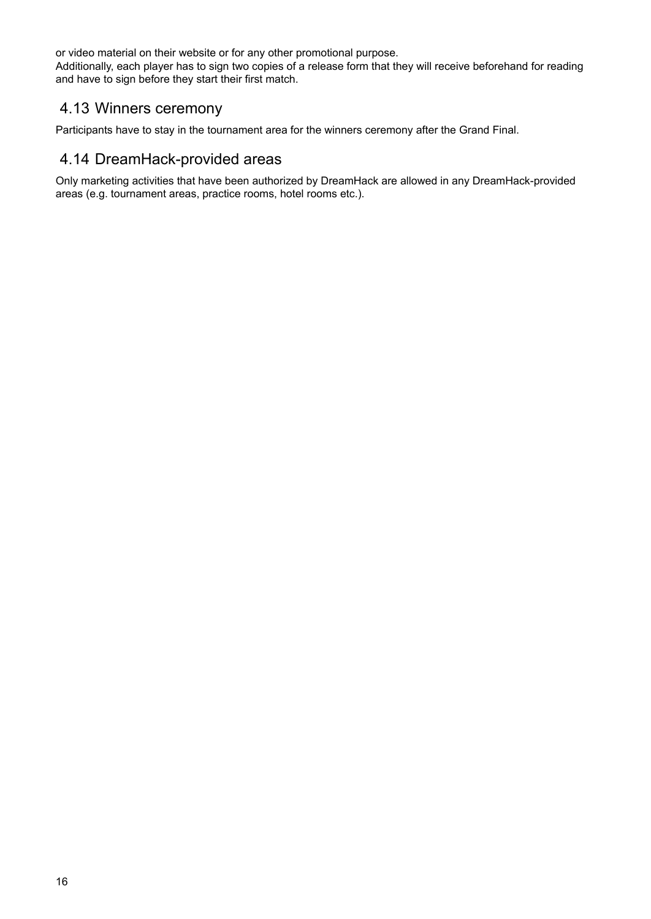or video material on their website or for any other promotional purpose.
Additionally, each player has to sign two copies of a release form that they will receive beforehand for reading and have to sign before they start their first match.

## 4.13 Winners ceremony

Participants have to stay in the tournament area for the winners ceremony after the Grand Final.

## 4.14 DreamHack-provided areas

Only marketing activities that have been authorized by DreamHack are allowed in any DreamHack-provided areas (e.g. tournament areas, practice rooms, hotel rooms etc.).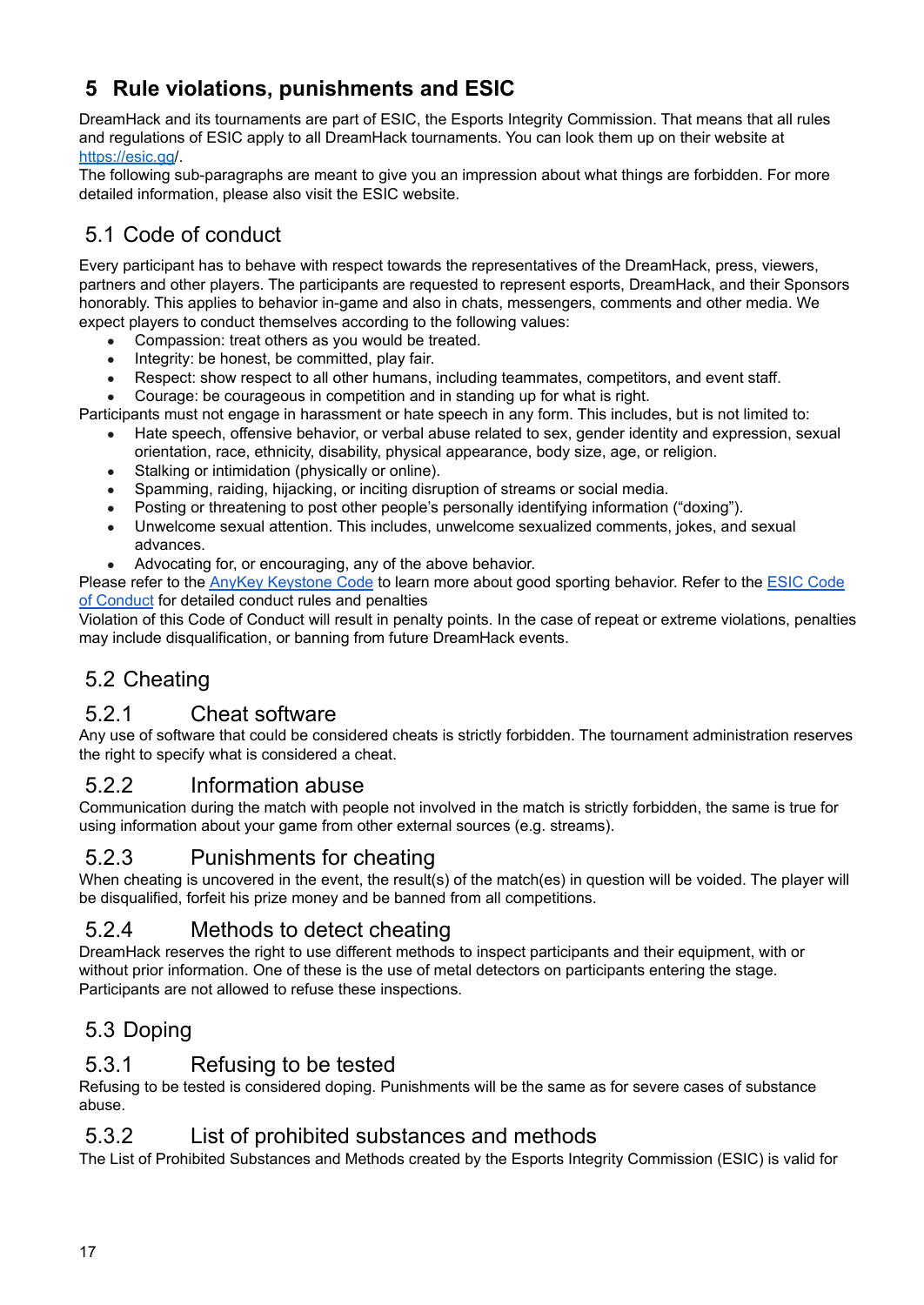# 5 Rule violations, punishments and ESIC

DreamHack and its tournaments are part of ESIC, the Esports Integrity Commission. That means that all rules and regulations of ESIC apply to all DreamHack tournaments. You can look them up on their website at [https://esic.gg/](https://esic.gg/).
The following sub-paragraphs are meant to give you an impression about what things are forbidden. For more detailed information, please also visit the ESIC website.

## 5.1 Code of conduct

Every participant has to behave with respect towards the representatives of the DreamHack, press, viewers, partners and other players. The participants are requested to represent esports, DreamHack, and their Sponsors honorably. This applies to behavior in-game and also in chats, messengers, comments and other media. We expect players to conduct themselves according to the following values:

- Compassion: treat others as you would be treated.
- Integrity: be honest, be committed, play fair.
- Respect: show respect to all other humans, including teammates, competitors, and event staff.
- Courage: be courageous in competition and in standing up for what is right.

Participants must not engage in harassment or hate speech in any form. This includes, but is not limited to:

- Hate speech, offensive behavior, or verbal abuse related to sex, gender identity and expression, sexual orientation, race, ethnicity, disability, physical appearance, body size, age, or religion.
- Stalking or intimidation (physically or online).
- Spamming, raiding, hijacking, or inciting disruption of streams or social media.
- Posting or threatening to post other people's personally identifying information ("doxing").
- Unwelcome sexual attention. This includes, unwelcome sexualized comments, jokes, and sexual advances.
- Advocating for, or encouraging, any of the above behavior.

Please refer to the AnyKey Keystone Code to learn more about good sporting behavior. Refer to the ESIC Code of Conduct for detailed conduct rules and penalties
Violation of this Code of Conduct will result in penalty points. In the case of repeat or extreme violations, penalties may include disqualification, or banning from future DreamHack events.

## 5.2 Cheating

### 5.2.1 Cheat software

Any use of software that could be considered cheats is strictly forbidden. The tournament administration reserves the right to specify what is considered a cheat.

### 5.2.2 Information abuse

Communication during the match with people not involved in the match is strictly forbidden, the same is true for using information about your game from other external sources (e.g. streams).

### 5.2.3 Punishments for cheating

When cheating is uncovered in the event, the result(s) of the match(es) in question will be voided. The player will be disqualified, forfeit his prize money and be banned from all competitions.

### 5.2.4 Methods to detect cheating

DreamHack reserves the right to use different methods to inspect participants and their equipment, with or without prior information. One of these is the use of metal detectors on participants entering the stage. Participants are not allowed to refuse these inspections.

## 5.3 Doping

### 5.3.1 Refusing to be tested

Refusing to be tested is considered doping. Punishments will be the same as for severe cases of substance abuse.

### 5.3.2 List of prohibited substances and methods

The List of Prohibited Substances and Methods created by the Esports Integrity Commission (ESIC) is valid for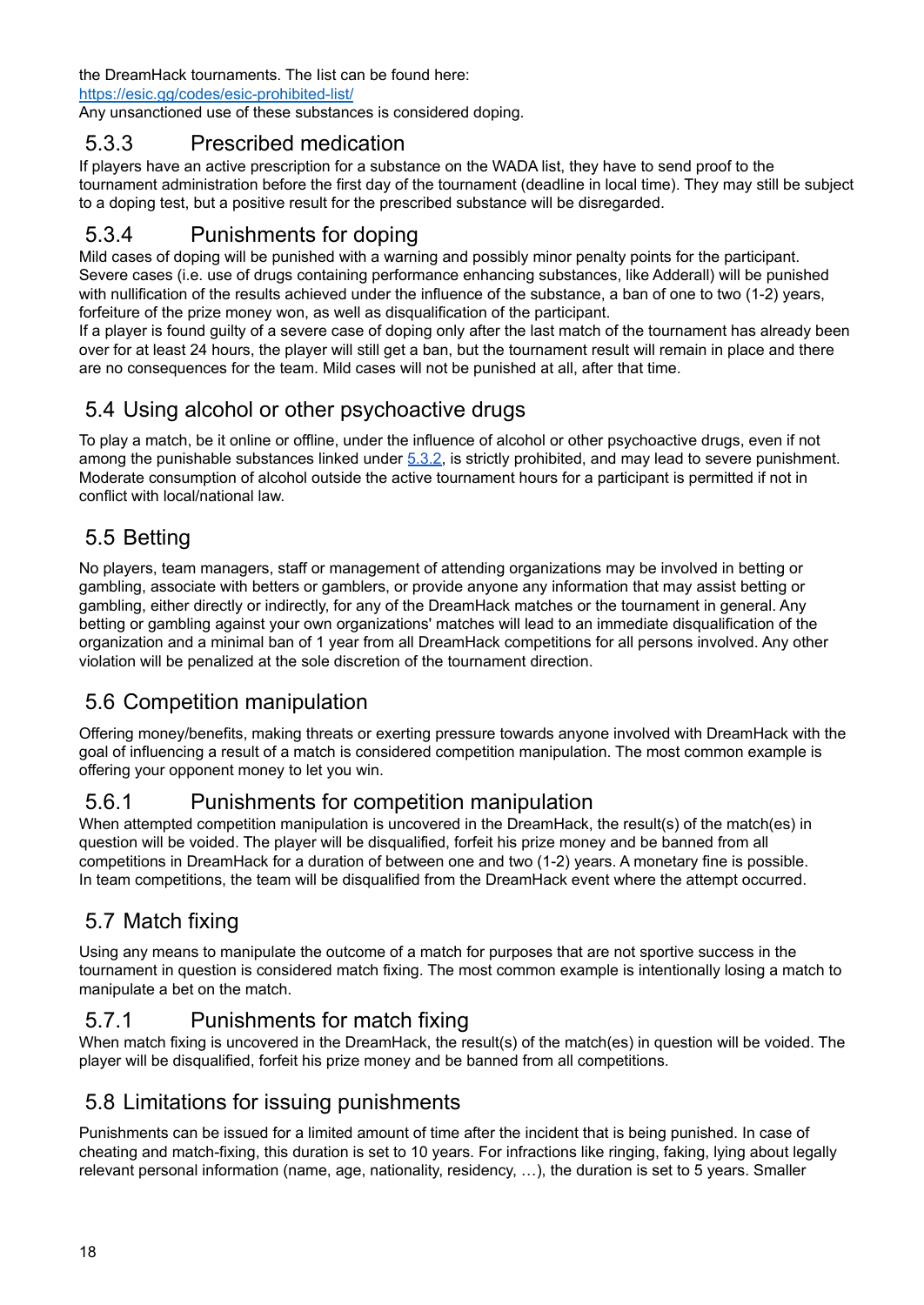the DreamHack tournaments. The list can be found here:
[https://esic.gg/codes/esic-prohibited-list/](https://esic.gg/codes/esic-prohibited-list/)
Any unsanctioned use of these substances is considered doping.

### 5.3.3 Prescribed medication

If players have an active prescription for a substance on the WADA list, they have to send proof to the tournament administration before the first day of the tournament (deadline in local time). They may still be subject to a doping test, but a positive result for the prescribed substance will be disregarded.

### 5.3.4 Punishments for doping

Mild cases of doping will be punished with a warning and possibly minor penalty points for the participant. Severe cases (i.e. use of drugs containing performance enhancing substances, like Adderall) will be punished with nullification of the results achieved under the influence of the substance, a ban of one to two (1-2) years, forfeiture of the prize money won, as well as disqualification of the participant.
If a player is found guilty of a severe case of doping only after the last match of the tournament has already been over for at least 24 hours, the player will still get a ban, but the tournament result will remain in place and there are no consequences for the team. Mild cases will not be punished at all, after that time.

## 5.4 Using alcohol or other psychoactive drugs

To play a match, be it online or offline, under the influence of alcohol or other psychoactive drugs, even if not among the punishable substances linked under 5.3.2, is strictly prohibited, and may lead to severe punishment. Moderate consumption of alcohol outside the active tournament hours for a participant is permitted if not in conflict with local/national law.

## 5.5 Betting

No players, team managers, staff or management of attending organizations may be involved in betting or gambling, associate with betters or gamblers, or provide anyone any information that may assist betting or gambling, either directly or indirectly, for any of the DreamHack matches or the tournament in general. Any betting or gambling against your own organizations' matches will lead to an immediate disqualification of the organization and a minimal ban of 1 year from all DreamHack competitions for all persons involved. Any other violation will be penalized at the sole discretion of the tournament direction.

## 5.6 Competition manipulation

Offering money/benefits, making threats or exerting pressure towards anyone involved with DreamHack with the goal of influencing a result of a match is considered competition manipulation. The most common example is offering your opponent money to let you win.

### 5.6.1 Punishments for competition manipulation

When attempted competition manipulation is uncovered in the DreamHack, the result(s) of the match(es) in question will be voided. The player will be disqualified, forfeit his prize money and be banned from all competitions in DreamHack for a duration of between one and two (1-2) years. A monetary fine is possible. In team competitions, the team will be disqualified from the DreamHack event where the attempt occurred.

## 5.7 Match fixing

Using any means to manipulate the outcome of a match for purposes that are not sportive success in the tournament in question is considered match fixing. The most common example is intentionally losing a match to manipulate a bet on the match.

### 5.7.1 Punishments for match fixing

When match fixing is uncovered in the DreamHack, the result(s) of the match(es) in question will be voided. The player will be disqualified, forfeit his prize money and be banned from all competitions.

## 5.8 Limitations for issuing punishments

Punishments can be issued for a limited amount of time after the incident that is being punished. In case of cheating and match-fixing, this duration is set to 10 years. For infractions like ringing, faking, lying about legally relevant personal information (name, age, nationality, residency, …), the duration is set to 5 years. Smaller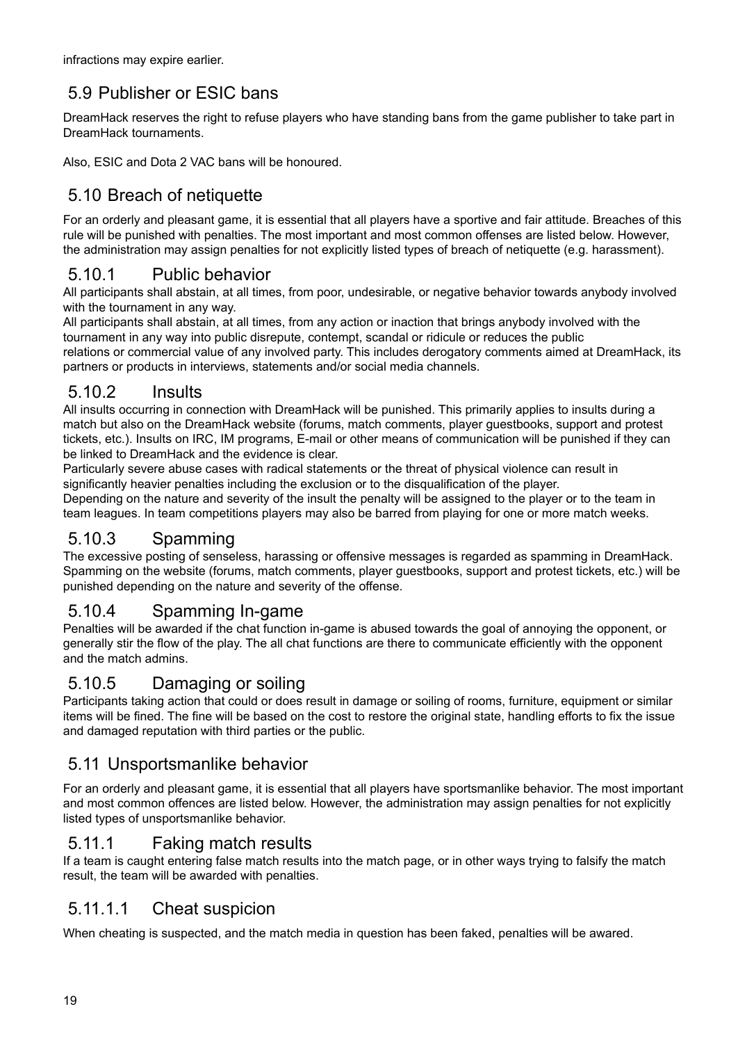infractions may expire earlier.

## 5.9 Publisher or ESIC bans

DreamHack reserves the right to refuse players who have standing bans from the game publisher to take part in DreamHack tournaments.

Also, ESIC and Dota 2 VAC bans will be honoured.

## 5.10 Breach of netiquette

For an orderly and pleasant game, it is essential that all players have a sportive and fair attitude. Breaches of this rule will be punished with penalties. The most important and most common offenses are listed below. However, the administration may assign penalties for not explicitly listed types of breach of netiquette (e.g. harassment).

### 5.10.1 Public behavior

All participants shall abstain, at all times, from poor, undesirable, or negative behavior towards anybody involved with the tournament in any way.

All participants shall abstain, at all times, from any action or inaction that brings anybody involved with the tournament in any way into public disrepute, contempt, scandal or ridicule or reduces the public relations or commercial value of any involved party. This includes derogatory comments aimed at DreamHack, its partners or products in interviews, statements and/or social media channels.

### 5.10.2 Insults

All insults occurring in connection with DreamHack will be punished. This primarily applies to insults during a match but also on the DreamHack website (forums, match comments, player guestbooks, support and protest tickets, etc.). Insults on IRC, IM programs, E-mail or other means of communication will be punished if they can be linked to DreamHack and the evidence is clear.

Particularly severe abuse cases with radical statements or the threat of physical violence can result in significantly heavier penalties including the exclusion or to the disqualification of the player.

Depending on the nature and severity of the insult the penalty will be assigned to the player or to the team in team leagues. In team competitions players may also be barred from playing for one or more match weeks.

### 5.10.3 Spamming

The excessive posting of senseless, harassing or offensive messages is regarded as spamming in DreamHack. Spamming on the website (forums, match comments, player guestbooks, support and protest tickets, etc.) will be punished depending on the nature and severity of the offense.

### 5.10.4 Spamming In-game

Penalties will be awarded if the chat function in-game is abused towards the goal of annoying the opponent, or generally stir the flow of the play. The all chat functions are there to communicate efficiently with the opponent and the match admins.

### 5.10.5 Damaging or soiling

Participants taking action that could or does result in damage or soiling of rooms, furniture, equipment or similar items will be fined. The fine will be based on the cost to restore the original state, handling efforts to fix the issue and damaged reputation with third parties or the public.

## 5.11 Unsportsmanlike behavior

For an orderly and pleasant game, it is essential that all players have sportsmanlike behavior. The most important and most common offences are listed below. However, the administration may assign penalties for not explicitly listed types of unsportsmanlike behavior.

### 5.11.1 Faking match results

If a team is caught entering false match results into the match page, or in other ways trying to falsify the match result, the team will be awarded with penalties.

#### 5.11.1.1 Cheat suspicion

When cheating is suspected, and the match media in question has been faked, penalties will be awared.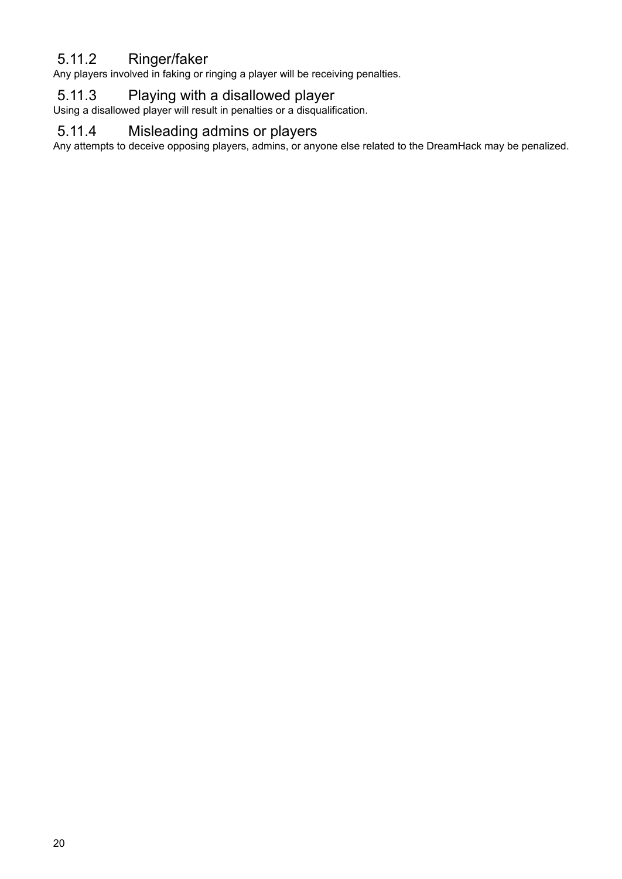### 5.11.2 Ringer/faker

Any players involved in faking or ringing a player will be receiving penalties.

### 5.11.3 Playing with a disallowed player

Using a disallowed player will result in penalties or a disqualification.

### 5.11.4 Misleading admins or players

Any attempts to deceive opposing players, admins, or anyone else related to the DreamHack may be penalized.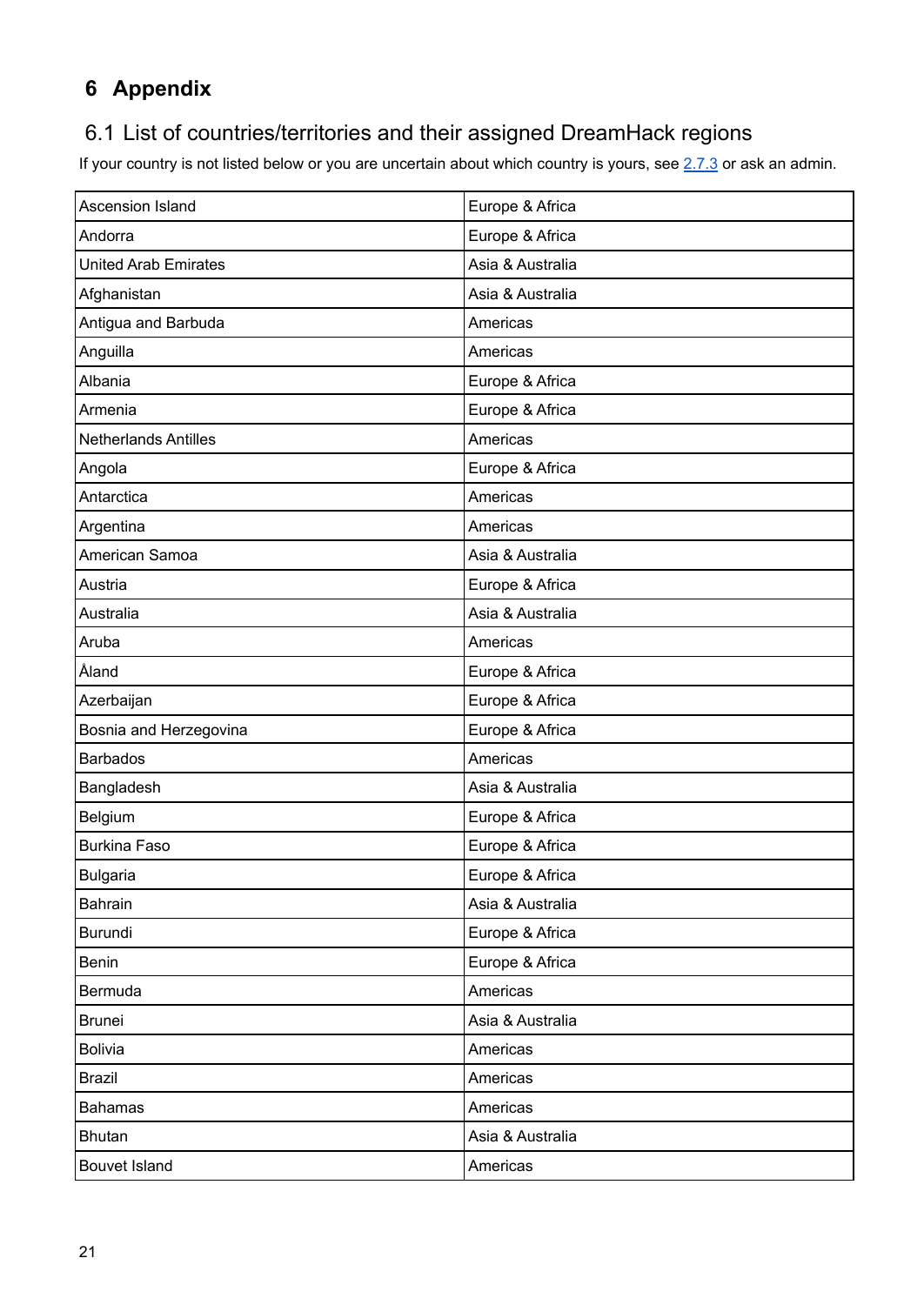# 6 Appendix

## 6.1 List of countries/territories and their assigned DreamHack regions

If your country is not listed below or you are uncertain about which country is yours, see 2.7.3 or ask an admin.

| | |
|---|---|
| Ascension Island | Europe & Africa |
| Andorra | Europe & Africa |
| United Arab Emirates | Asia & Australia |
| Afghanistan | Asia & Australia |
| Antigua and Barbuda | Americas |
| Anguilla | Americas |
| Albania | Europe & Africa |
| Armenia | Europe & Africa |
| Netherlands Antilles | Americas |
| Angola | Europe & Africa |
| Antarctica | Americas |
| Argentina | Americas |
| American Samoa | Asia & Australia |
| Austria | Europe & Africa |
| Australia | Asia & Australia |
| Aruba | Americas |
| Åland | Europe & Africa |
| Azerbaijan | Europe & Africa |
| Bosnia and Herzegovina | Europe & Africa |
| Barbados | Americas |
| Bangladesh | Asia & Australia |
| Belgium | Europe & Africa |
| Burkina Faso | Europe & Africa |
| Bulgaria | Europe & Africa |
| Bahrain | Asia & Australia |
| Burundi | Europe & Africa |
| Benin | Europe & Africa |
| Bermuda | Americas |
| Brunei | Asia & Australia |
| Bolivia | Americas |
| Brazil | Americas |
| Bahamas | Americas |
| Bhutan | Asia & Australia |
| Bouvet Island | Americas |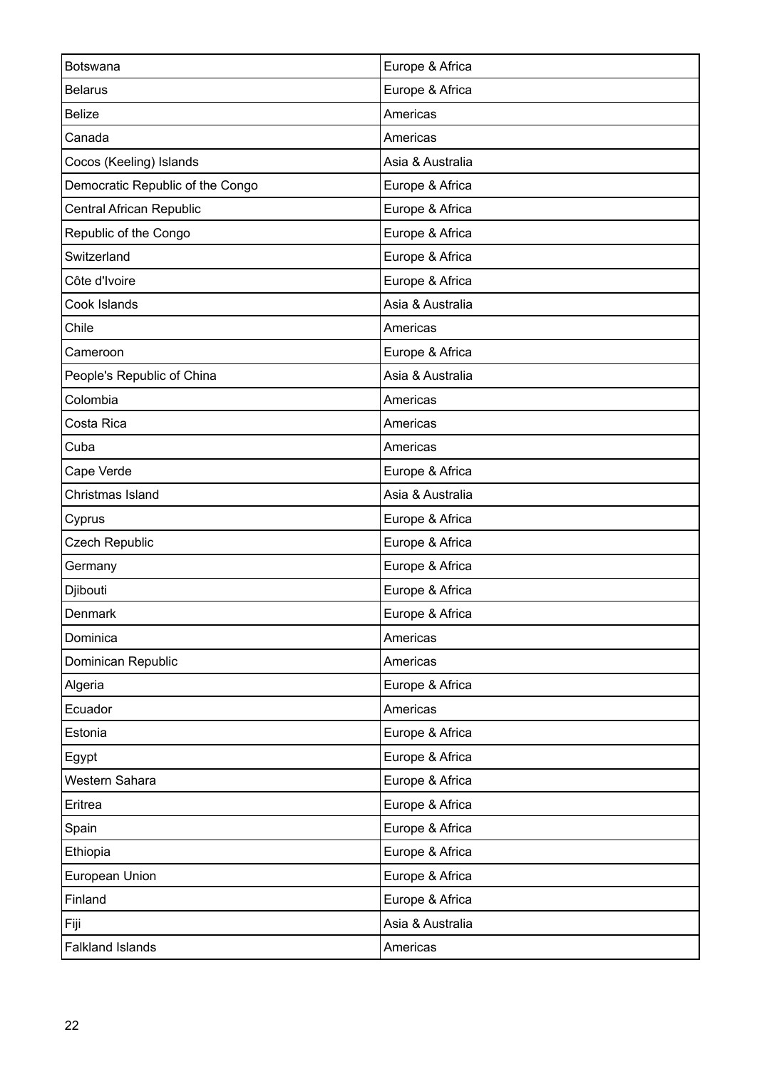| Botswana | Europe & Africa |
| --- | --- |
| Belarus | Europe & Africa |
| Belize | Americas |
| Canada | Americas |
| Cocos (Keeling) Islands | Asia & Australia |
| Democratic Republic of the Congo | Europe & Africa |
| Central African Republic | Europe & Africa |
| Republic of the Congo | Europe & Africa |
| Switzerland | Europe & Africa |
| Côte d'Ivoire | Europe & Africa |
| Cook Islands | Asia & Australia |
| Chile | Americas |
| Cameroon | Europe & Africa |
| People's Republic of China | Asia & Australia |
| Colombia | Americas |
| Costa Rica | Americas |
| Cuba | Americas |
| Cape Verde | Europe & Africa |
| Christmas Island | Asia & Australia |
| Cyprus | Europe & Africa |
| Czech Republic | Europe & Africa |
| Germany | Europe & Africa |
| Djibouti | Europe & Africa |
| Denmark | Europe & Africa |
| Dominica | Americas |
| Dominican Republic | Americas |
| Algeria | Europe & Africa |
| Ecuador | Americas |
| Estonia | Europe & Africa |
| Egypt | Europe & Africa |
| Western Sahara | Europe & Africa |
| Eritrea | Europe & Africa |
| Spain | Europe & Africa |
| Ethiopia | Europe & Africa |
| European Union | Europe & Africa |
| Finland | Europe & Africa |
| Fiji | Asia & Australia |
| Falkland Islands | Americas |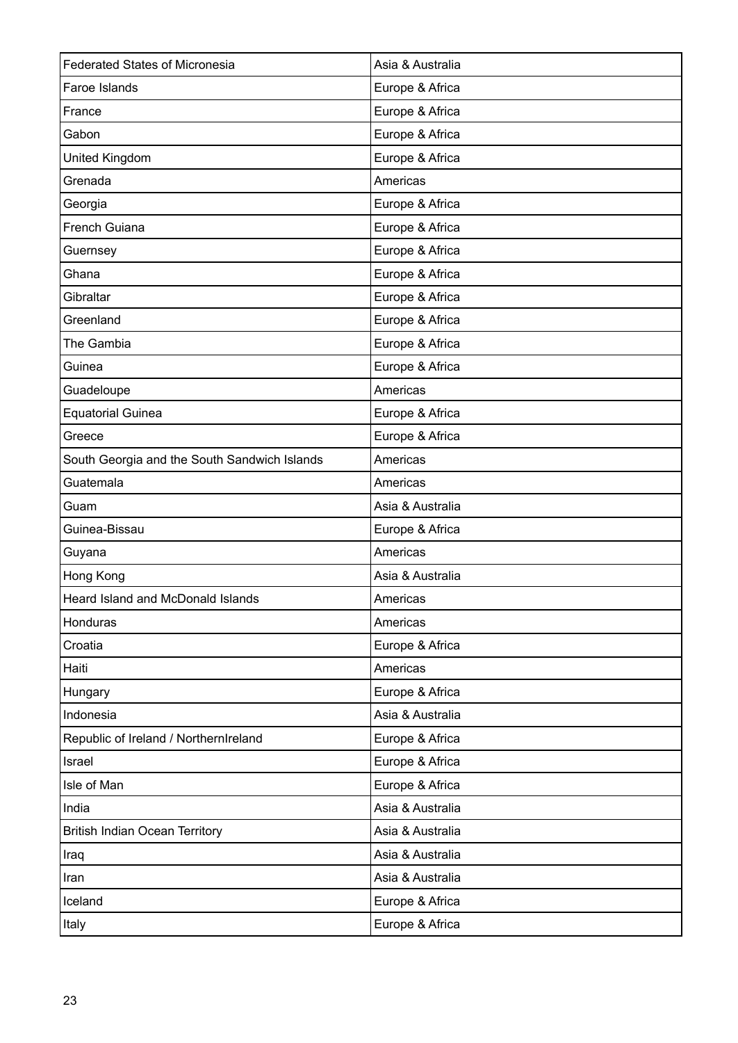| Federated States of Micronesia | Asia & Australia |
|---|---|
| Faroe Islands | Europe & Africa |
| France | Europe & Africa |
| Gabon | Europe & Africa |
| United Kingdom | Europe & Africa |
| Grenada | Americas |
| Georgia | Europe & Africa |
| French Guiana | Europe & Africa |
| Guernsey | Europe & Africa |
| Ghana | Europe & Africa |
| Gibraltar | Europe & Africa |
| Greenland | Europe & Africa |
| The Gambia | Europe & Africa |
| Guinea | Europe & Africa |
| Guadeloupe | Americas |
| Equatorial Guinea | Europe & Africa |
| Greece | Europe & Africa |
| South Georgia and the South Sandwich Islands | Americas |
| Guatemala | Americas |
| Guam | Asia & Australia |
| Guinea-Bissau | Europe & Africa |
| Guyana | Americas |
| Hong Kong | Asia & Australia |
| Heard Island and McDonald Islands | Americas |
| Honduras | Americas |
| Croatia | Europe & Africa |
| Haiti | Americas |
| Hungary | Europe & Africa |
| Indonesia | Asia & Australia |
| Republic of Ireland / NorthernIreland | Europe & Africa |
| Israel | Europe & Africa |
| Isle of Man | Europe & Africa |
| India | Asia & Australia |
| British Indian Ocean Territory | Asia & Australia |
| Iraq | Asia & Australia |
| Iran | Asia & Australia |
| Iceland | Europe & Africa |
| Italy | Europe & Africa |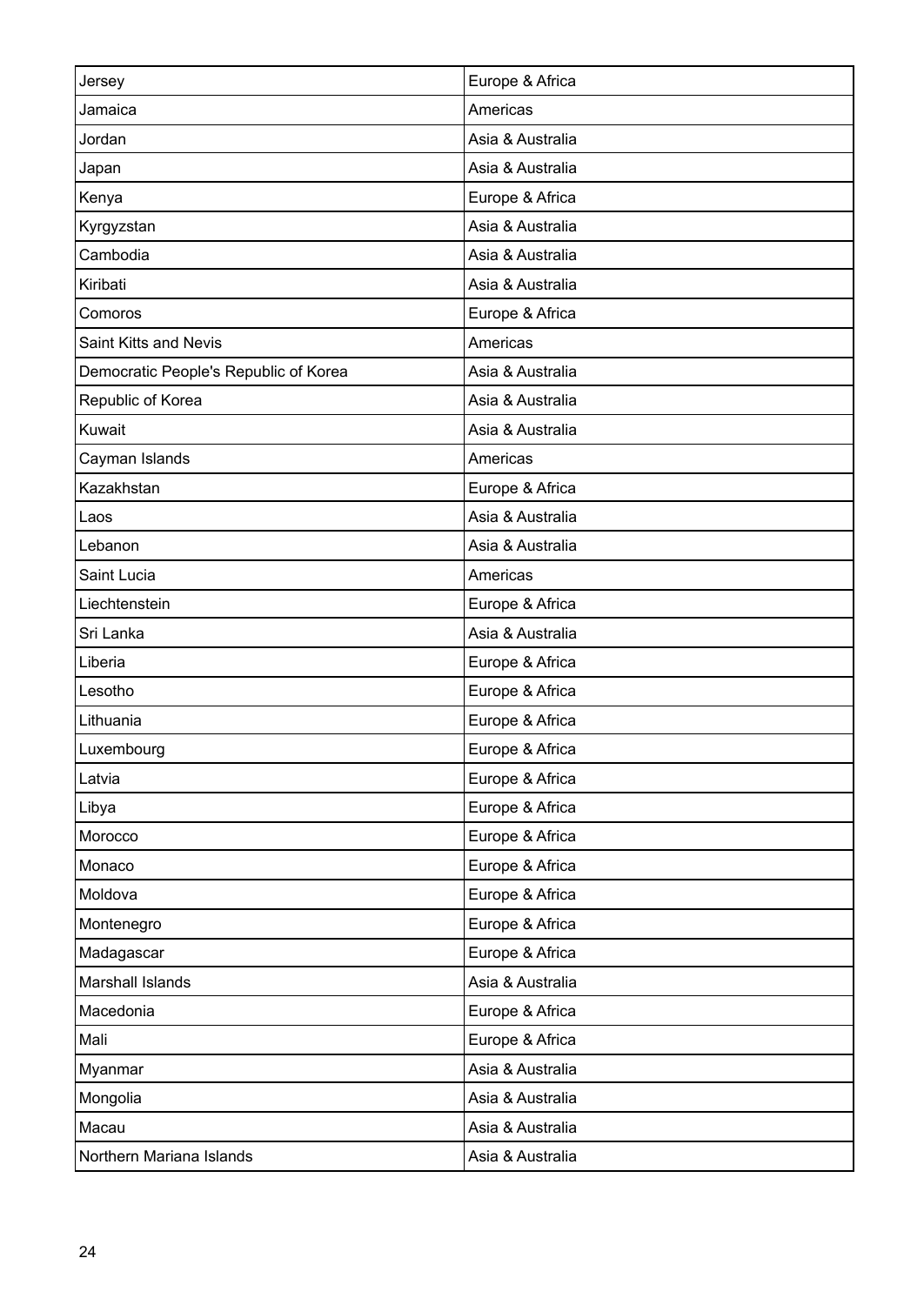| Jersey | Europe & Africa |
|---|---|
| Jamaica | Americas |
| Jordan | Asia & Australia |
| Japan | Asia & Australia |
| Kenya | Europe & Africa |
| Kyrgyzstan | Asia & Australia |
| Cambodia | Asia & Australia |
| Kiribati | Asia & Australia |
| Comoros | Europe & Africa |
| Saint Kitts and Nevis | Americas |
| Democratic People's Republic of Korea | Asia & Australia |
| Republic of Korea | Asia & Australia |
| Kuwait | Asia & Australia |
| Cayman Islands | Americas |
| Kazakhstan | Europe & Africa |
| Laos | Asia & Australia |
| Lebanon | Asia & Australia |
| Saint Lucia | Americas |
| Liechtenstein | Europe & Africa |
| Sri Lanka | Asia & Australia |
| Liberia | Europe & Africa |
| Lesotho | Europe & Africa |
| Lithuania | Europe & Africa |
| Luxembourg | Europe & Africa |
| Latvia | Europe & Africa |
| Libya | Europe & Africa |
| Morocco | Europe & Africa |
| Monaco | Europe & Africa |
| Moldova | Europe & Africa |
| Montenegro | Europe & Africa |
| Madagascar | Europe & Africa |
| Marshall Islands | Asia & Australia |
| Macedonia | Europe & Africa |
| Mali | Europe & Africa |
| Myanmar | Asia & Australia |
| Mongolia | Asia & Australia |
| Macau | Asia & Australia |
| Northern Mariana Islands | Asia & Australia |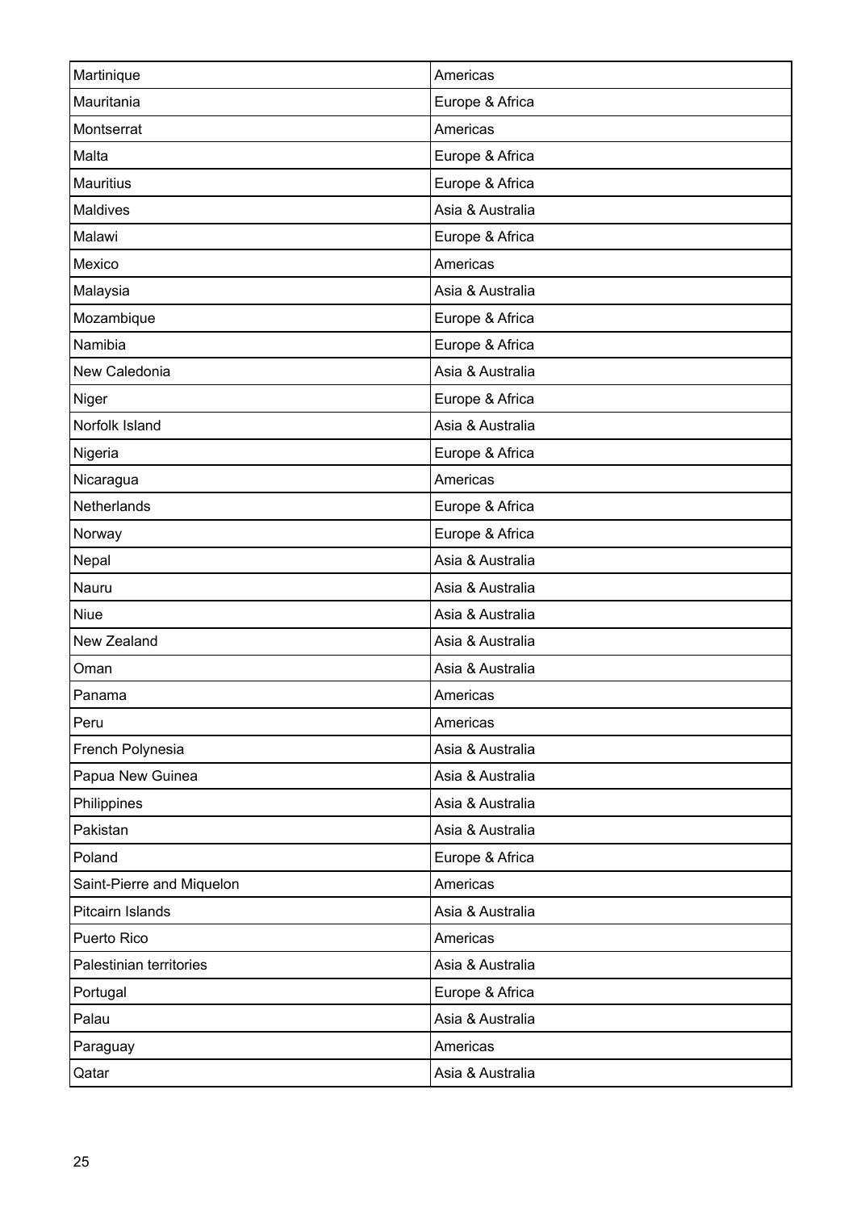| Martinique | Americas |
|---|---|
| Mauritania | Europe & Africa |
| Montserrat | Americas |
| Malta | Europe & Africa |
| Mauritius | Europe & Africa |
| Maldives | Asia & Australia |
| Malawi | Europe & Africa |
| Mexico | Americas |
| Malaysia | Asia & Australia |
| Mozambique | Europe & Africa |
| Namibia | Europe & Africa |
| New Caledonia | Asia & Australia |
| Niger | Europe & Africa |
| Norfolk Island | Asia & Australia |
| Nigeria | Europe & Africa |
| Nicaragua | Americas |
| Netherlands | Europe & Africa |
| Norway | Europe & Africa |
| Nepal | Asia & Australia |
| Nauru | Asia & Australia |
| Niue | Asia & Australia |
| New Zealand | Asia & Australia |
| Oman | Asia & Australia |
| Panama | Americas |
| Peru | Americas |
| French Polynesia | Asia & Australia |
| Papua New Guinea | Asia & Australia |
| Philippines | Asia & Australia |
| Pakistan | Asia & Australia |
| Poland | Europe & Africa |
| Saint-Pierre and Miquelon | Americas |
| Pitcairn Islands | Asia & Australia |
| Puerto Rico | Americas |
| Palestinian territories | Asia & Australia |
| Portugal | Europe & Africa |
| Palau | Asia & Australia |
| Paraguay | Americas |
| Qatar | Asia & Australia |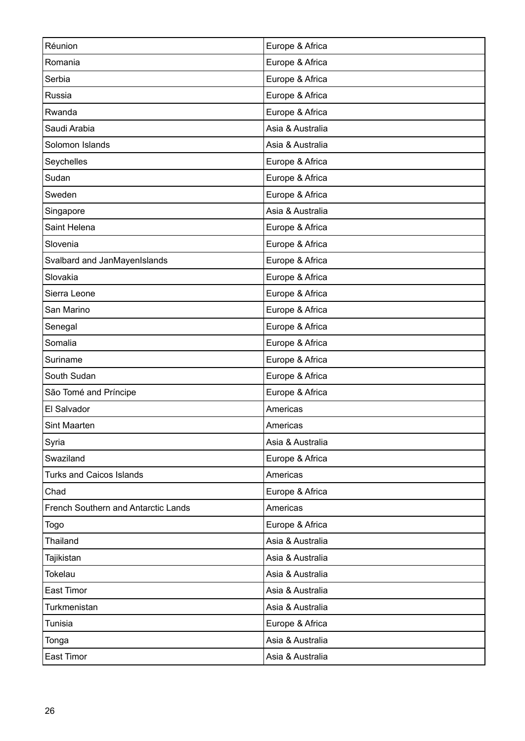| Réunion | Europe & Africa |
|---|---|
| Romania | Europe & Africa |
| Serbia | Europe & Africa |
| Russia | Europe & Africa |
| Rwanda | Europe & Africa |
| Saudi Arabia | Asia & Australia |
| Solomon Islands | Asia & Australia |
| Seychelles | Europe & Africa |
| Sudan | Europe & Africa |
| Sweden | Europe & Africa |
| Singapore | Asia & Australia |
| Saint Helena | Europe & Africa |
| Slovenia | Europe & Africa |
| Svalbard and JanMayenIslands | Europe & Africa |
| Slovakia | Europe & Africa |
| Sierra Leone | Europe & Africa |
| San Marino | Europe & Africa |
| Senegal | Europe & Africa |
| Somalia | Europe & Africa |
| Suriname | Europe & Africa |
| South Sudan | Europe & Africa |
| São Tomé and Príncipe | Europe & Africa |
| El Salvador | Americas |
| Sint Maarten | Americas |
| Syria | Asia & Australia |
| Swaziland | Europe & Africa |
| Turks and Caicos Islands | Americas |
| Chad | Europe & Africa |
| French Southern and Antarctic Lands | Americas |
| Togo | Europe & Africa |
| Thailand | Asia & Australia |
| Tajikistan | Asia & Australia |
| Tokelau | Asia & Australia |
| East Timor | Asia & Australia |
| Turkmenistan | Asia & Australia |
| Tunisia | Europe & Africa |
| Tonga | Asia & Australia |
| East Timor | Asia & Australia |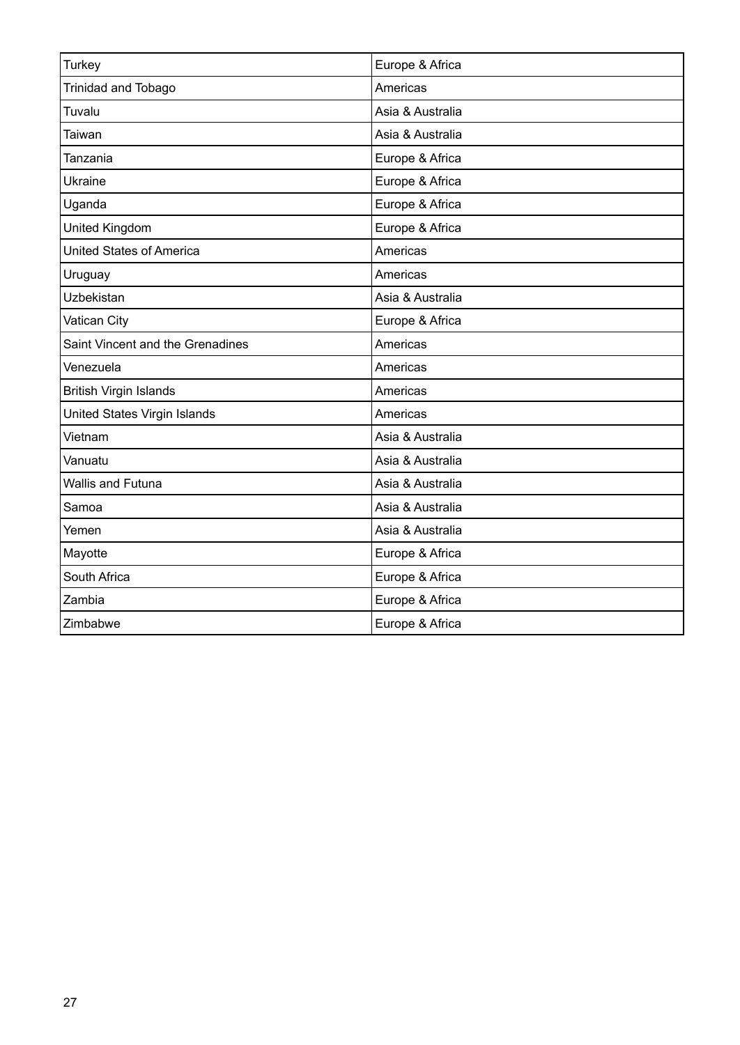| Turkey | Europe & Africa |
| --- | --- |
| Trinidad and Tobago | Americas |
| Tuvalu | Asia & Australia |
| Taiwan | Asia & Australia |
| Tanzania | Europe & Africa |
| Ukraine | Europe & Africa |
| Uganda | Europe & Africa |
| United Kingdom | Europe & Africa |
| United States of America | Americas |
| Uruguay | Americas |
| Uzbekistan | Asia & Australia |
| Vatican City | Europe & Africa |
| Saint Vincent and the Grenadines | Americas |
| Venezuela | Americas |
| British Virgin Islands | Americas |
| United States Virgin Islands | Americas |
| Vietnam | Asia & Australia |
| Vanuatu | Asia & Australia |
| Wallis and Futuna | Asia & Australia |
| Samoa | Asia & Australia |
| Yemen | Asia & Australia |
| Mayotte | Europe & Africa |
| South Africa | Europe & Africa |
| Zambia | Europe & Africa |
| Zimbabwe | Europe & Africa |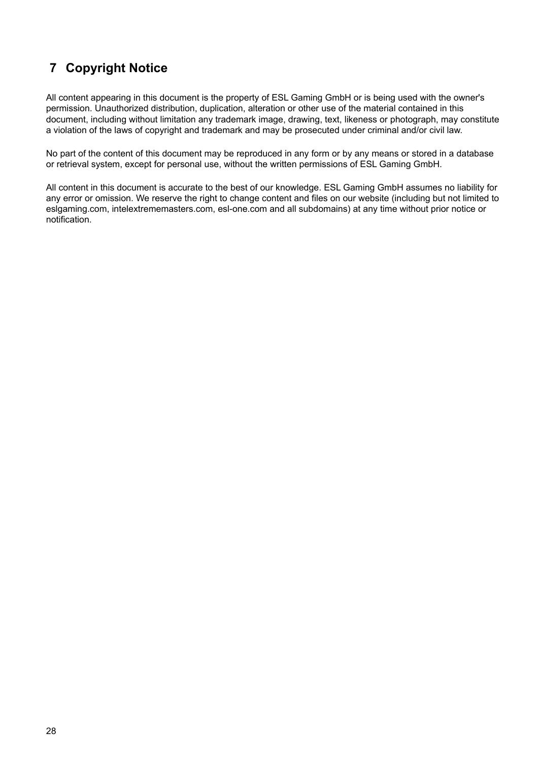# 7 Copyright Notice

All content appearing in this document is the property of ESL Gaming GmbH or is being used with the owner's permission. Unauthorized distribution, duplication, alteration or other use of the material contained in this document, including without limitation any trademark image, drawing, text, likeness or photograph, may constitute a violation of the laws of copyright and trademark and may be prosecuted under criminal and/or civil law.

No part of the content of this document may be reproduced in any form or by any means or stored in a database or retrieval system, except for personal use, without the written permissions of ESL Gaming GmbH.

All content in this document is accurate to the best of our knowledge. ESL Gaming GmbH assumes no liability for any error or omission. We reserve the right to change content and files on our website (including but not limited to eslgaming.com, intelextrememasters.com, esl-one.com and all subdomains) at any time without prior notice or notification.